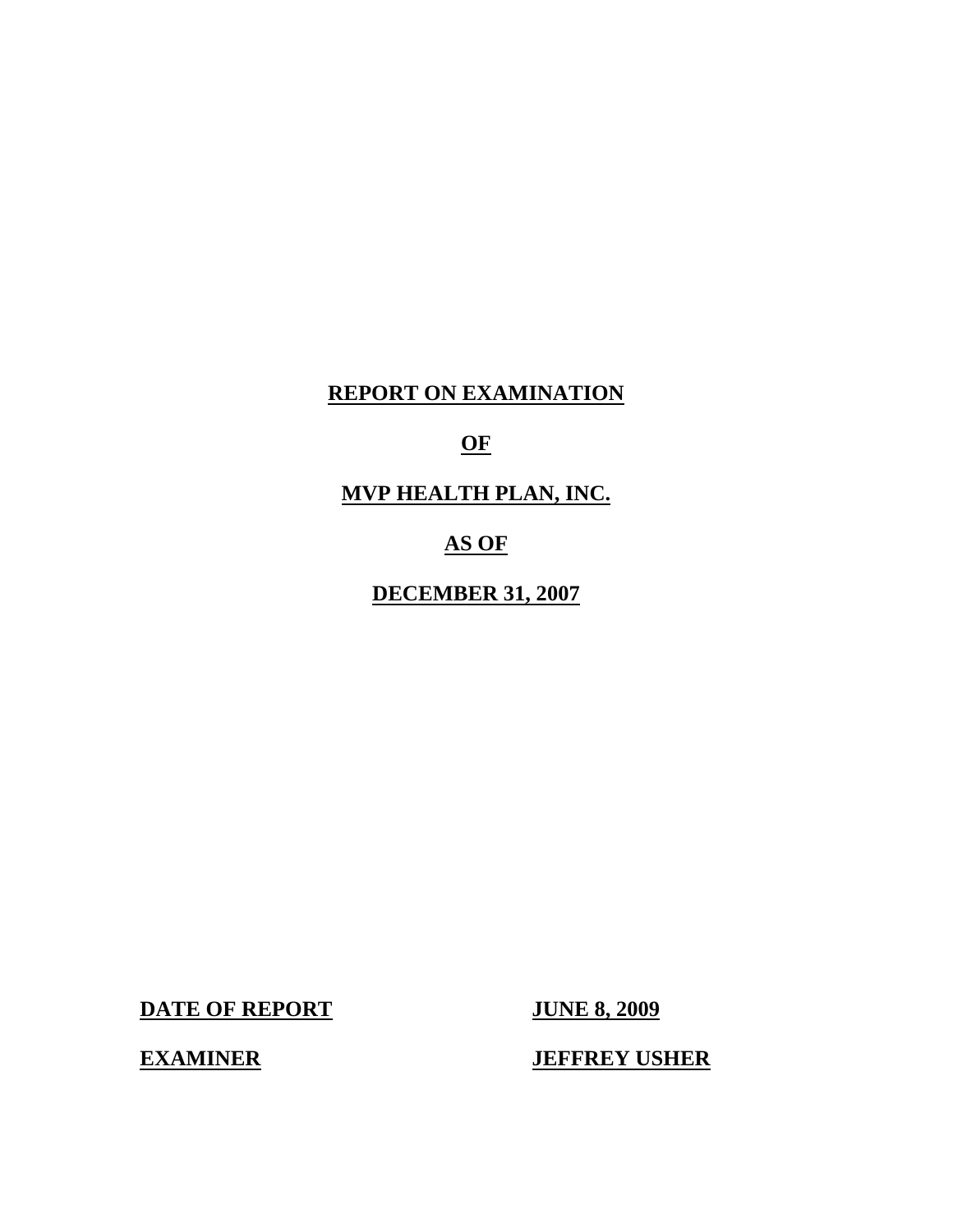# REPORT ON EXAMINATION

# OF

# MVP HEALTH PLAN, INC.

# AS OF

# DECEMBER 31, 2007

**DATE OF REPORT** **JUNE 8, 2009**

**EXAMINER** **JEFFREY USHER**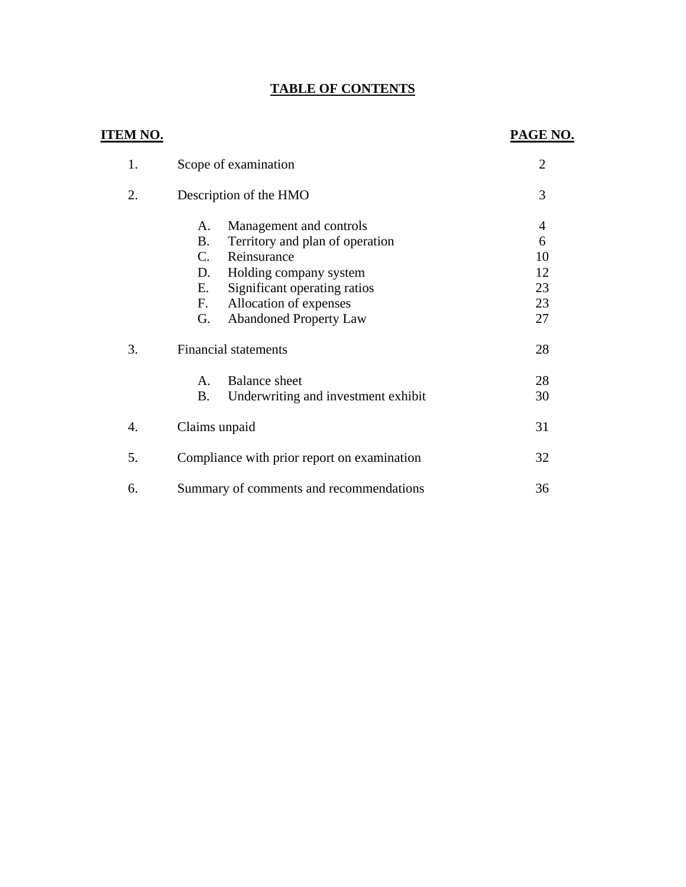# TABLE OF CONTENTS

| ITEM NO. | | PAGE NO. |
|---|---|---|
| 1. | Scope of examination | 2 |
| 2. | Description of the HMO | 3 |
| | A. Management and controls | 4 |
| | B. Territory and plan of operation | 6 |
| | C. Reinsurance | 10 |
| | D. Holding company system | 12 |
| | E. Significant operating ratios | 23 |
| | F. Allocation of expenses | 23 |
| | G. Abandoned Property Law | 27 |
| 3. | Financial statements | 28 |
| | A. Balance sheet | 28 |
| | B. Underwriting and investment exhibit | 30 |
| 4. | Claims unpaid | 31 |
| 5. | Compliance with prior report on examination | 32 |
| 6. | Summary of comments and recommendations | 36 |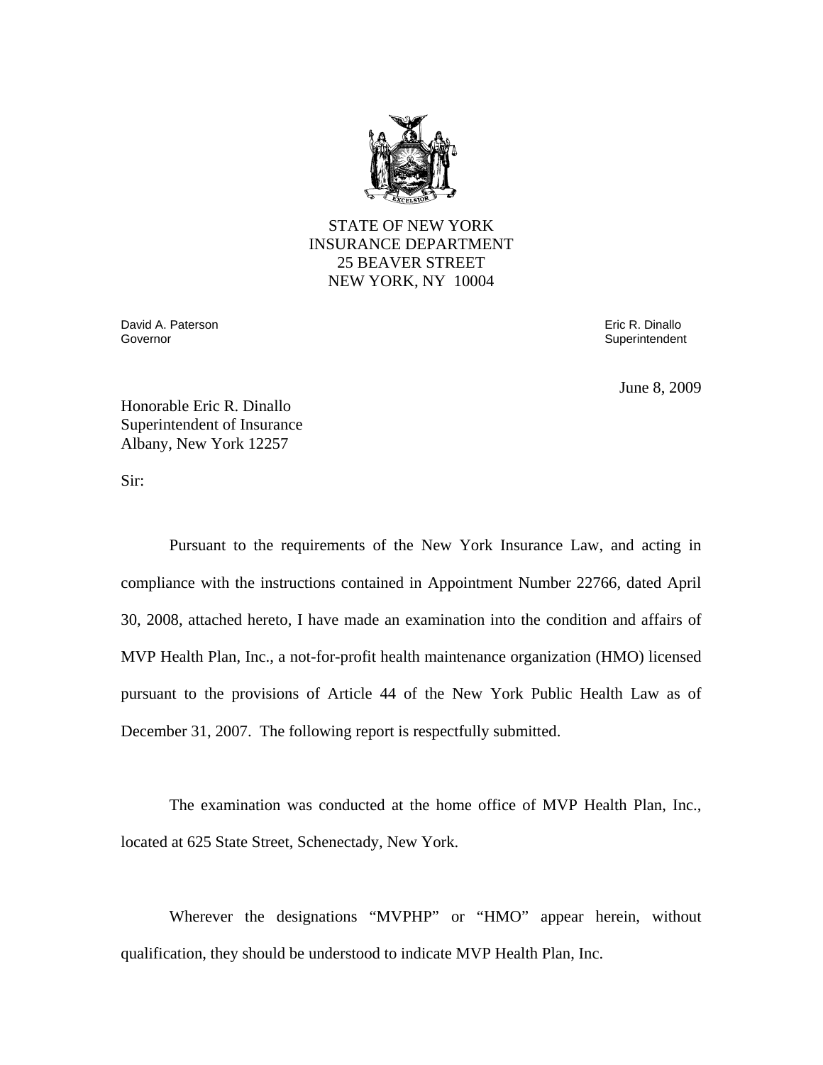STATE OF NEW YORK
INSURANCE DEPARTMENT
25 BEAVER STREET
NEW YORK, NY 10004

David A. Paterson
Governor

Eric R. Dinallo
Superintendent

June 8, 2009

Honorable Eric R. Dinallo
Superintendent of Insurance
Albany, New York 12257

Sir:

Pursuant to the requirements of the New York Insurance Law, and acting in compliance with the instructions contained in Appointment Number 22766, dated April 30, 2008, attached hereto, I have made an examination into the condition and affairs of MVP Health Plan, Inc., a not-for-profit health maintenance organization (HMO) licensed pursuant to the provisions of Article 44 of the New York Public Health Law as of December 31, 2007. The following report is respectfully submitted.

The examination was conducted at the home office of MVP Health Plan, Inc., located at 625 State Street, Schenectady, New York.

Wherever the designations "MVPHP" or "HMO" appear herein, without qualification, they should be understood to indicate MVP Health Plan, Inc.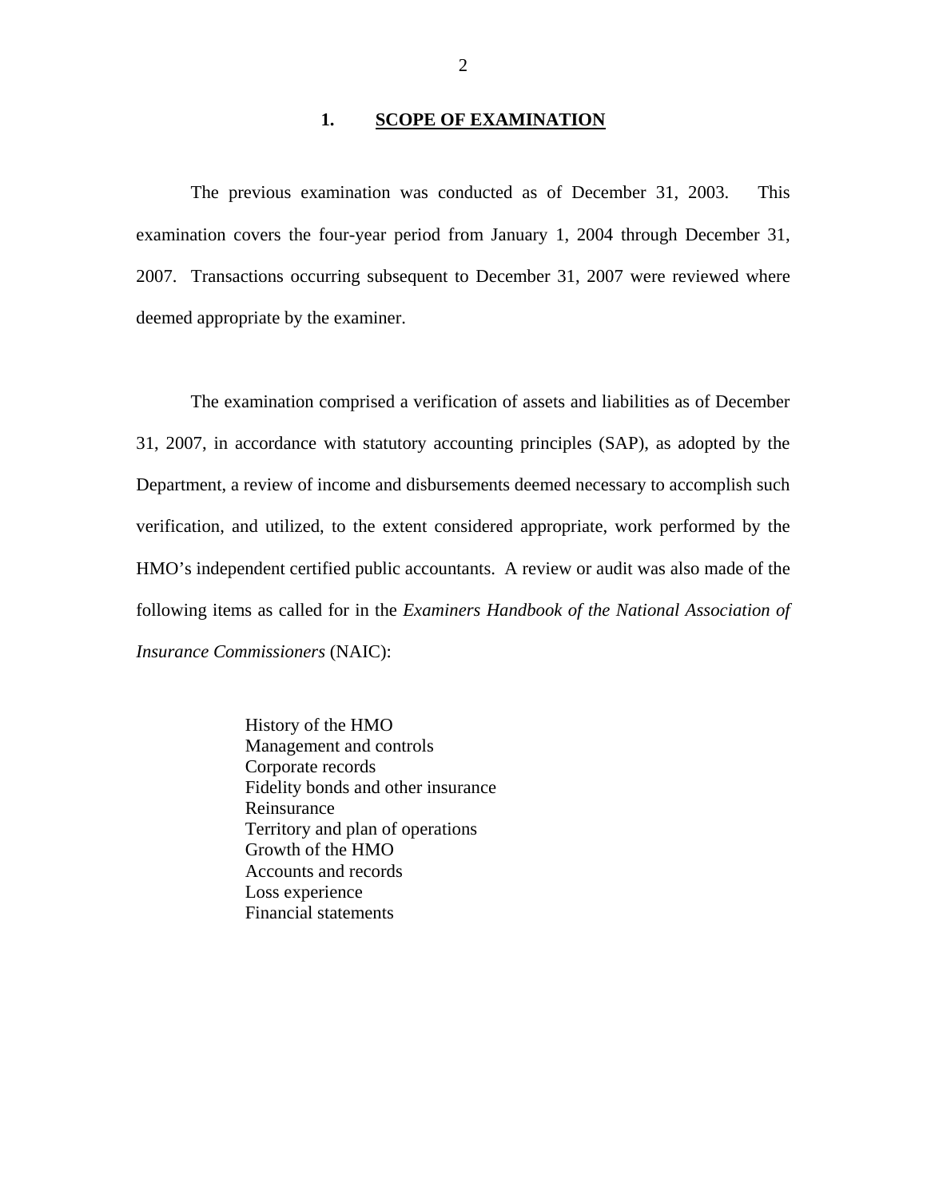## 1. SCOPE OF EXAMINATION

The previous examination was conducted as of December 31, 2003. This examination covers the four-year period from January 1, 2004 through December 31, 2007. Transactions occurring subsequent to December 31, 2007 were reviewed where deemed appropriate by the examiner.

The examination comprised a verification of assets and liabilities as of December 31, 2007, in accordance with statutory accounting principles (SAP), as adopted by the Department, a review of income and disbursements deemed necessary to accomplish such verification, and utilized, to the extent considered appropriate, work performed by the HMO's independent certified public accountants. A review or audit was also made of the following items as called for in the *Examiners Handbook of the National Association of Insurance Commissioners* (NAIC):

- History of the HMO
- Management and controls
- Corporate records
- Fidelity bonds and other insurance
- Reinsurance
- Territory and plan of operations
- Growth of the HMO
- Accounts and records
- Loss experience
- Financial statements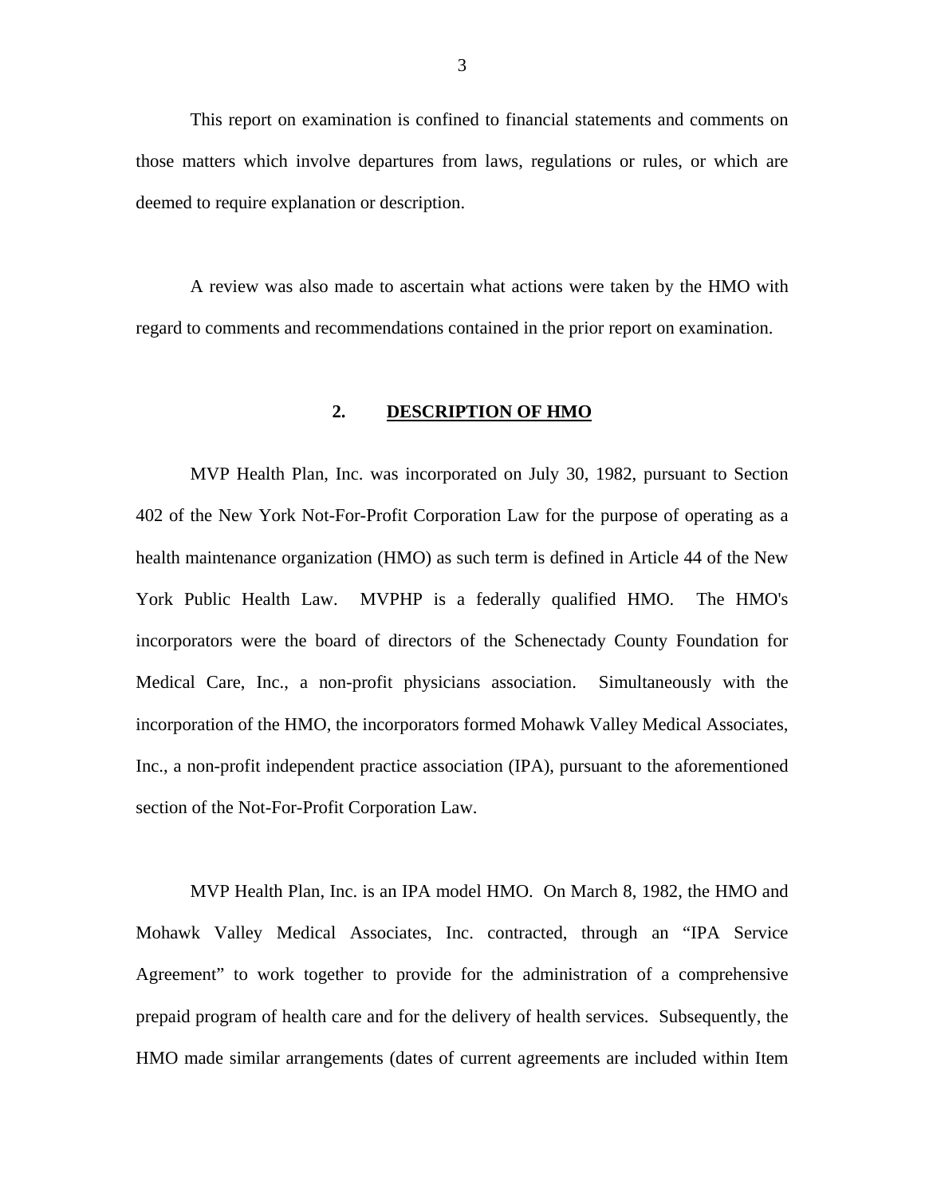This report on examination is confined to financial statements and comments on those matters which involve departures from laws, regulations or rules, or which are deemed to require explanation or description.

A review was also made to ascertain what actions were taken by the HMO with regard to comments and recommendations contained in the prior report on examination.

## 2. DESCRIPTION OF HMO

MVP Health Plan, Inc. was incorporated on July 30, 1982, pursuant to Section 402 of the New York Not-For-Profit Corporation Law for the purpose of operating as a health maintenance organization (HMO) as such term is defined in Article 44 of the New York Public Health Law. MVPHP is a federally qualified HMO. The HMO's incorporators were the board of directors of the Schenectady County Foundation for Medical Care, Inc., a non-profit physicians association. Simultaneously with the incorporation of the HMO, the incorporators formed Mohawk Valley Medical Associates, Inc., a non-profit independent practice association (IPA), pursuant to the aforementioned section of the Not-For-Profit Corporation Law.

MVP Health Plan, Inc. is an IPA model HMO. On March 8, 1982, the HMO and Mohawk Valley Medical Associates, Inc. contracted, through an "IPA Service Agreement" to work together to provide for the administration of a comprehensive prepaid program of health care and for the delivery of health services. Subsequently, the HMO made similar arrangements (dates of current agreements are included within Item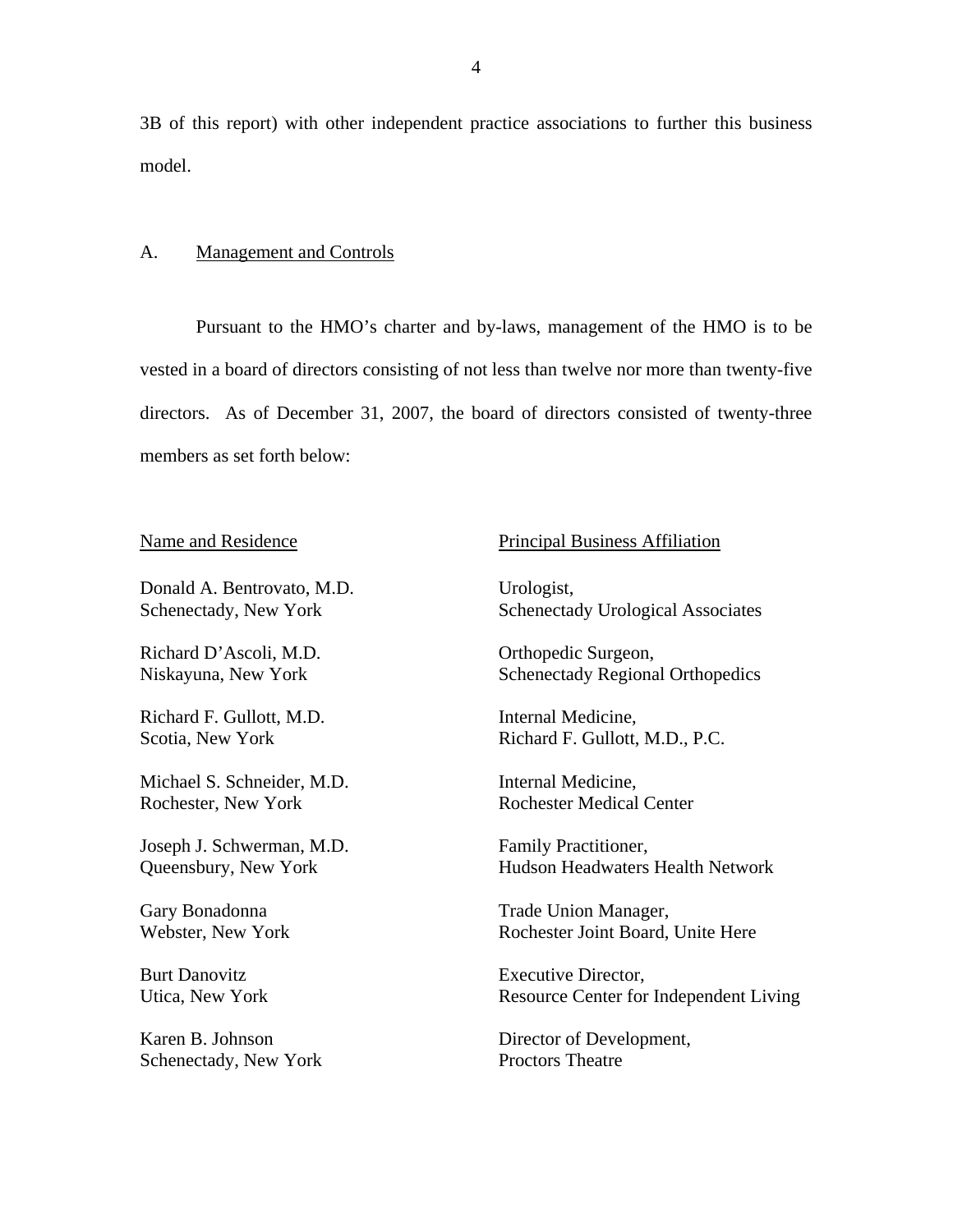3B of this report) with other independent practice associations to further this business model.

## A. Management and Controls

Pursuant to the HMO's charter and by-laws, management of the HMO is to be vested in a board of directors consisting of not less than twelve nor more than twenty-five directors. As of December 31, 2007, the board of directors consisted of twenty-three members as set forth below:

| Name and Residence | Principal Business Affiliation |
|---|---|
| Donald A. Bentrovato, M.D.<br>Schenectady, New York | Urologist,<br>Schenectady Urological Associates |
| Richard D'Ascoli, M.D.<br>Niskayuna, New York | Orthopedic Surgeon,<br>Schenectady Regional Orthopedics |
| Richard F. Gullott, M.D.<br>Scotia, New York | Internal Medicine,<br>Richard F. Gullott, M.D., P.C. |
| Michael S. Schneider, M.D.<br>Rochester, New York | Internal Medicine,<br>Rochester Medical Center |
| Joseph J. Schwerman, M.D.<br>Queensbury, New York | Family Practitioner,<br>Hudson Headwaters Health Network |
| Gary Bonadonna<br>Webster, New York | Trade Union Manager,<br>Rochester Joint Board, Unite Here |
| Burt Danovitz<br>Utica, New York | Executive Director,<br>Resource Center for Independent Living |
| Karen B. Johnson<br>Schenectady, New York | Director of Development,<br>Proctors Theatre |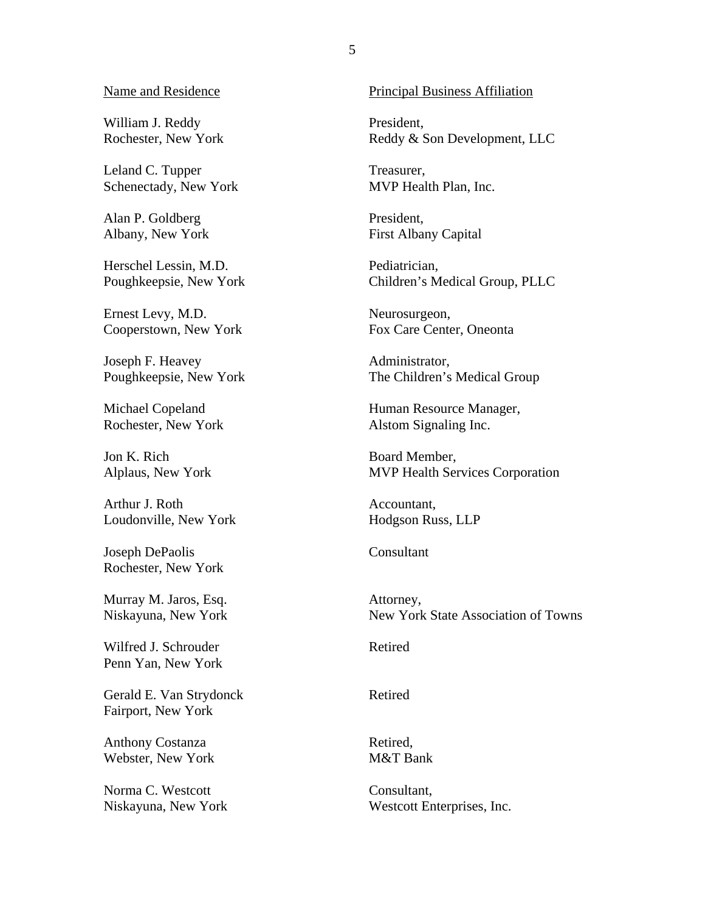| Name and Residence | Principal Business Affiliation |
|---|---|
| William J. Reddy<br>Rochester, New York | President,<br>Reddy & Son Development, LLC |
| Leland C. Tupper<br>Schenectady, New York | Treasurer,<br>MVP Health Plan, Inc. |
| Alan P. Goldberg<br>Albany, New York | President,<br>First Albany Capital |
| Herschel Lessin, M.D.<br>Poughkeepsie, New York | Pediatrician,<br>Children's Medical Group, PLLC |
| Ernest Levy, M.D.<br>Cooperstown, New York | Neurosurgeon,<br>Fox Care Center, Oneonta |
| Joseph F. Heavey<br>Poughkeepsie, New York | Administrator,<br>The Children's Medical Group |
| Michael Copeland<br>Rochester, New York | Human Resource Manager,<br>Alstom Signaling Inc. |
| Jon K. Rich<br>Alplaus, New York | Board Member,<br>MVP Health Services Corporation |
| Arthur J. Roth<br>Loudonville, New York | Accountant,<br>Hodgson Russ, LLP |
| Joseph DePaolis<br>Rochester, New York | Consultant |
| Murray M. Jaros, Esq.<br>Niskayuna, New York | Attorney,<br>New York State Association of Towns |
| Wilfred J. Schrouder<br>Penn Yan, New York | Retired |
| Gerald E. Van Strydonck<br>Fairport, New York | Retired |
| Anthony Costanza<br>Webster, New York | Retired,<br>M&T Bank |
| Norma C. Westcott<br>Niskayuna, New York | Consultant,<br>Westcott Enterprises, Inc. |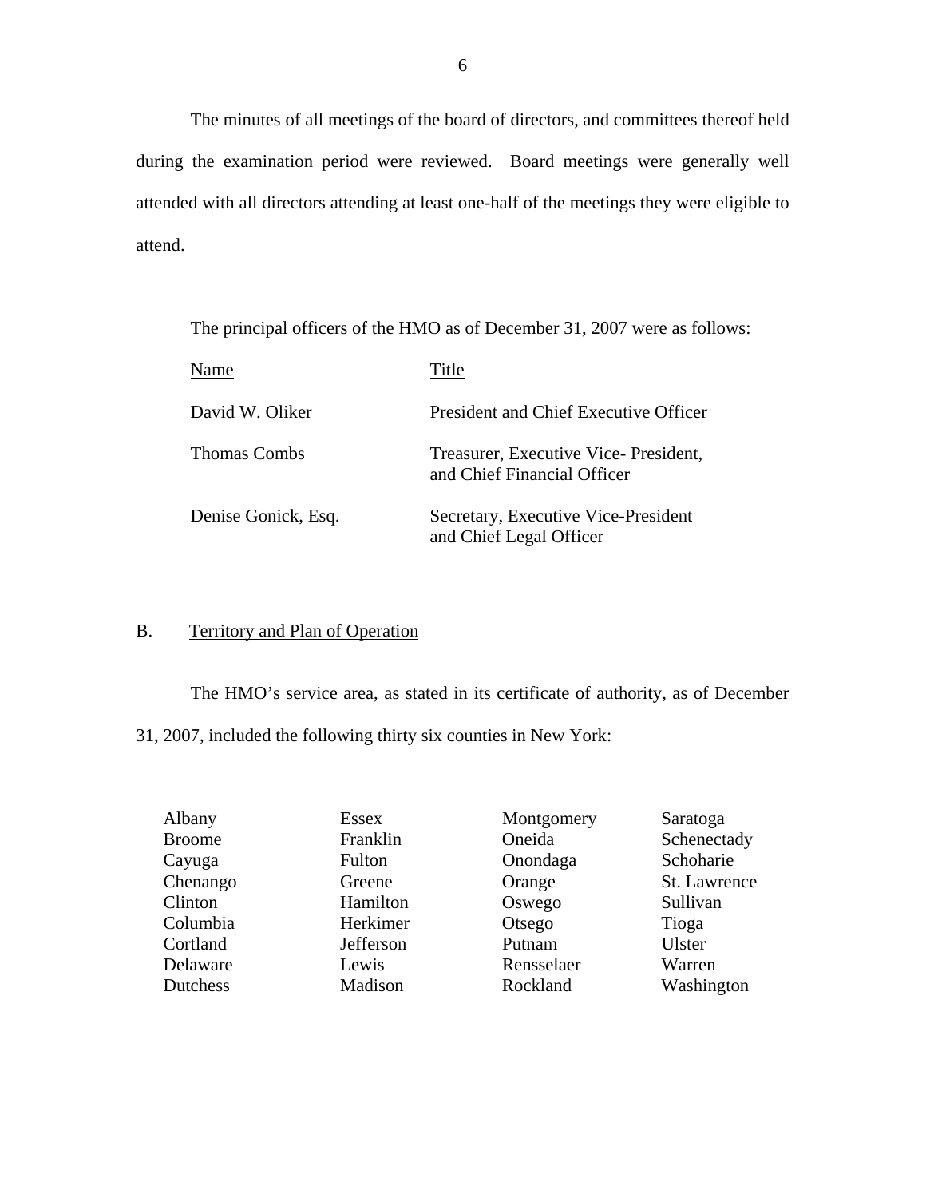The minutes of all meetings of the board of directors, and committees thereof held during the examination period were reviewed. Board meetings were generally well attended with all directors attending at least one-half of the meetings they were eligible to attend.

The principal officers of the HMO as of December 31, 2007 were as follows:

| Name | Title |
|---|---|
| David W. Oliker | President and Chief Executive Officer |
| Thomas Combs | Treasurer, Executive Vice- President, and Chief Financial Officer |
| Denise Gonick, Esq. | Secretary, Executive Vice-President and Chief Legal Officer |

## B. Territory and Plan of Operation

The HMO's service area, as stated in its certificate of authority, as of December 31, 2007, included the following thirty six counties in New York:

| | | | |
|---|---|---|---|
| Albany | Essex | Montgomery | Saratoga |
| Broome | Franklin | Oneida | Schenectady |
| Cayuga | Fulton | Onondaga | Schoharie |
| Chenango | Greene | Orange | St. Lawrence |
| Clinton | Hamilton | Oswego | Sullivan |
| Columbia | Herkimer | Otsego | Tioga |
| Cortland | Jefferson | Putnam | Ulster |
| Delaware | Lewis | Rensselaer | Warren |
| Dutchess | Madison | Rockland | Washington |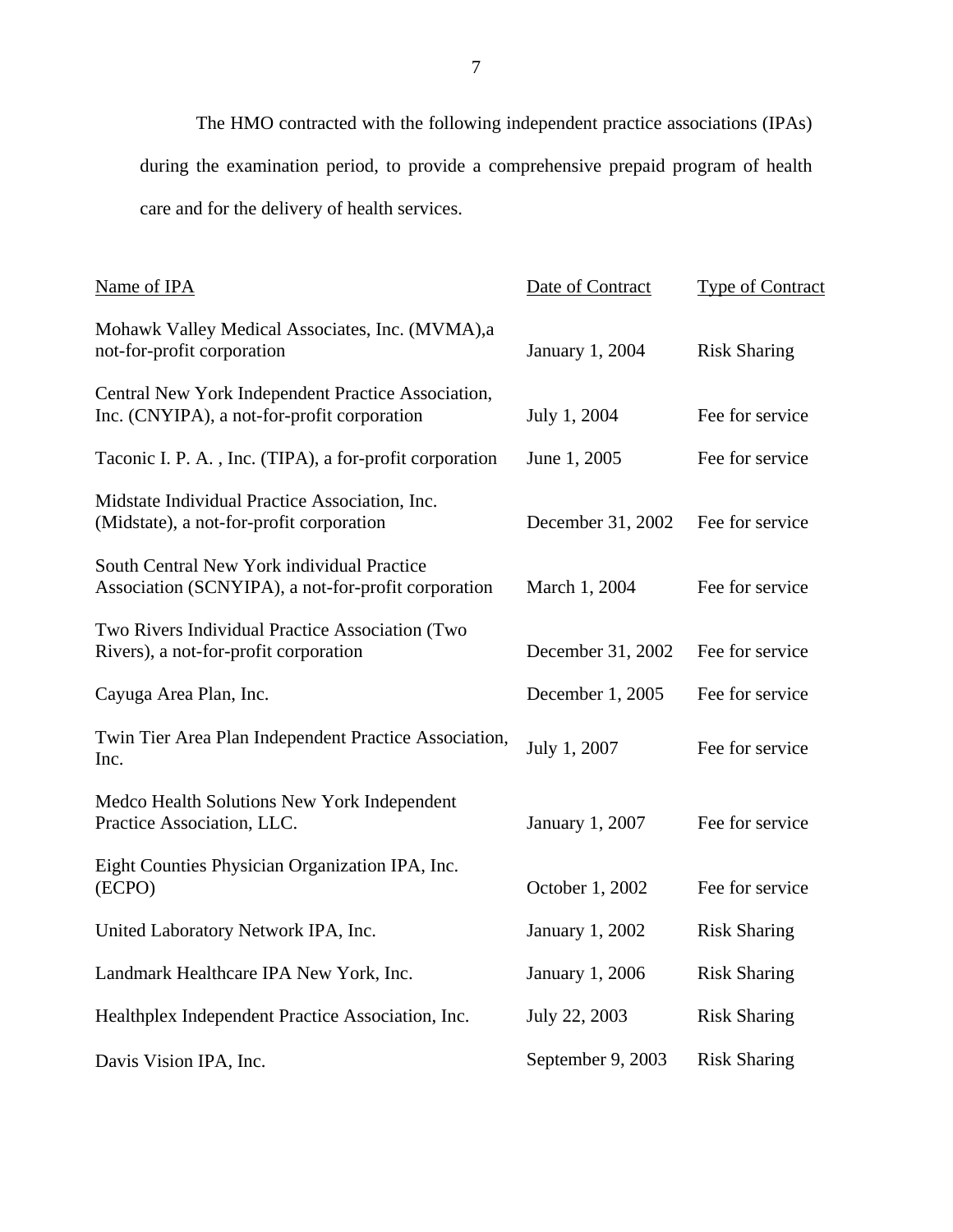The HMO contracted with the following independent practice associations (IPAs) during the examination period, to provide a comprehensive prepaid program of health care and for the delivery of health services.

| Name of IPA | Date of Contract | Type of Contract |
|---|---|---|
| Mohawk Valley Medical Associates, Inc. (MVMA),a not-for-profit corporation | January 1, 2004 | Risk Sharing |
| Central New York Independent Practice Association, Inc. (CNYIPA), a not-for-profit corporation | July 1, 2004 | Fee for service |
| Taconic I. P. A. , Inc. (TIPA), a for-profit corporation | June 1, 2005 | Fee for service |
| Midstate Individual Practice Association, Inc. (Midstate), a not-for-profit corporation | December 31, 2002 | Fee for service |
| South Central New York individual Practice Association (SCNYIPA), a not-for-profit corporation | March 1, 2004 | Fee for service |
| Two Rivers Individual Practice Association (Two Rivers), a not-for-profit corporation | December 31, 2002 | Fee for service |
| Cayuga Area Plan, Inc. | December 1, 2005 | Fee for service |
| Twin Tier Area Plan Independent Practice Association, Inc. | July 1, 2007 | Fee for service |
| Medco Health Solutions New York Independent Practice Association, LLC. | January 1, 2007 | Fee for service |
| Eight Counties Physician Organization IPA, Inc. (ECPO) | October 1, 2002 | Fee for service |
| United Laboratory Network IPA, Inc. | January 1, 2002 | Risk Sharing |
| Landmark Healthcare IPA New York, Inc. | January 1, 2006 | Risk Sharing |
| Healthplex Independent Practice Association, Inc. | July 22, 2003 | Risk Sharing |
| Davis Vision IPA, Inc. | September 9, 2003 | Risk Sharing |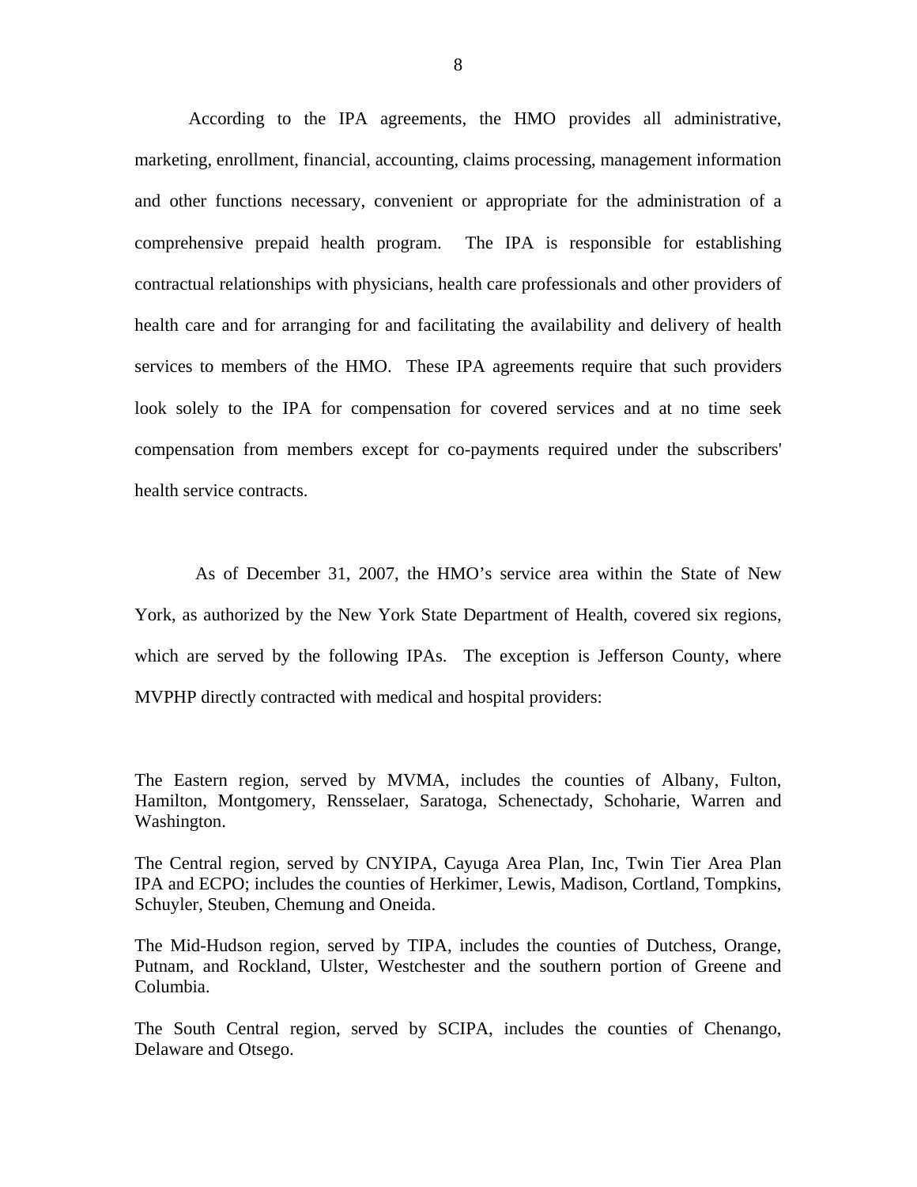According to the IPA agreements, the HMO provides all administrative, marketing, enrollment, financial, accounting, claims processing, management information and other functions necessary, convenient or appropriate for the administration of a comprehensive prepaid health program. The IPA is responsible for establishing contractual relationships with physicians, health care professionals and other providers of health care and for arranging for and facilitating the availability and delivery of health services to members of the HMO. These IPA agreements require that such providers look solely to the IPA for compensation for covered services and at no time seek compensation from members except for co-payments required under the subscribers' health service contracts.

As of December 31, 2007, the HMO's service area within the State of New York, as authorized by the New York State Department of Health, covered six regions, which are served by the following IPAs. The exception is Jefferson County, where MVPHP directly contracted with medical and hospital providers:

The Eastern region, served by MVMA, includes the counties of Albany, Fulton, Hamilton, Montgomery, Rensselaer, Saratoga, Schenectady, Schoharie, Warren and Washington.

The Central region, served by CNYIPA, Cayuga Area Plan, Inc, Twin Tier Area Plan IPA and ECPO; includes the counties of Herkimer, Lewis, Madison, Cortland, Tompkins, Schuyler, Steuben, Chemung and Oneida.

The Mid-Hudson region, served by TIPA, includes the counties of Dutchess, Orange, Putnam, and Rockland, Ulster, Westchester and the southern portion of Greene and Columbia.

The South Central region, served by SCIPA, includes the counties of Chenango, Delaware and Otsego.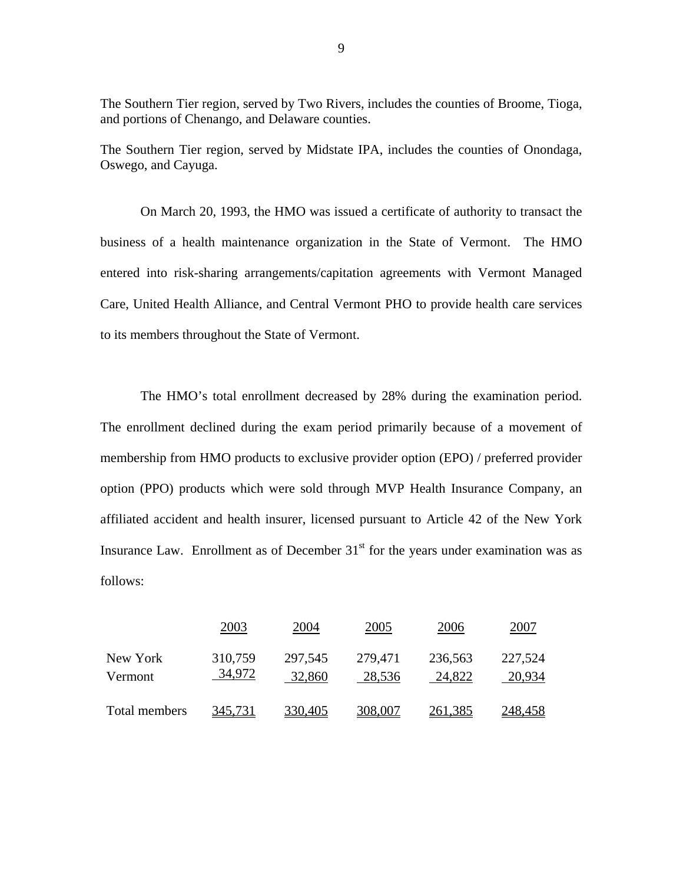The Southern Tier region, served by Two Rivers, includes the counties of Broome, Tioga, and portions of Chenango, and Delaware counties.

The Southern Tier region, served by Midstate IPA, includes the counties of Onondaga, Oswego, and Cayuga.

On March 20, 1993, the HMO was issued a certificate of authority to transact the business of a health maintenance organization in the State of Vermont. The HMO entered into risk-sharing arrangements/capitation agreements with Vermont Managed Care, United Health Alliance, and Central Vermont PHO to provide health care services to its members throughout the State of Vermont.

The HMO's total enrollment decreased by 28% during the examination period. The enrollment declined during the exam period primarily because of a movement of membership from HMO products to exclusive provider option (EPO) / preferred provider option (PPO) products which were sold through MVP Health Insurance Company, an affiliated accident and health insurer, licensed pursuant to Article 42 of the New York Insurance Law. Enrollment as of December 31st for the years under examination was as follows:

| | 2003 | 2004 | 2005 | 2006 | 2007 |
|---|---|---|---|---|---|
| New York | 310,759 | 297,545 | 279,471 | 236,563 | 227,524 |
| Vermont | 34,972 | 32,860 | 28,536 | 24,822 | 20,934 |
| Total members | 345,731 | 330,405 | 308,007 | 261,385 | 248,458 |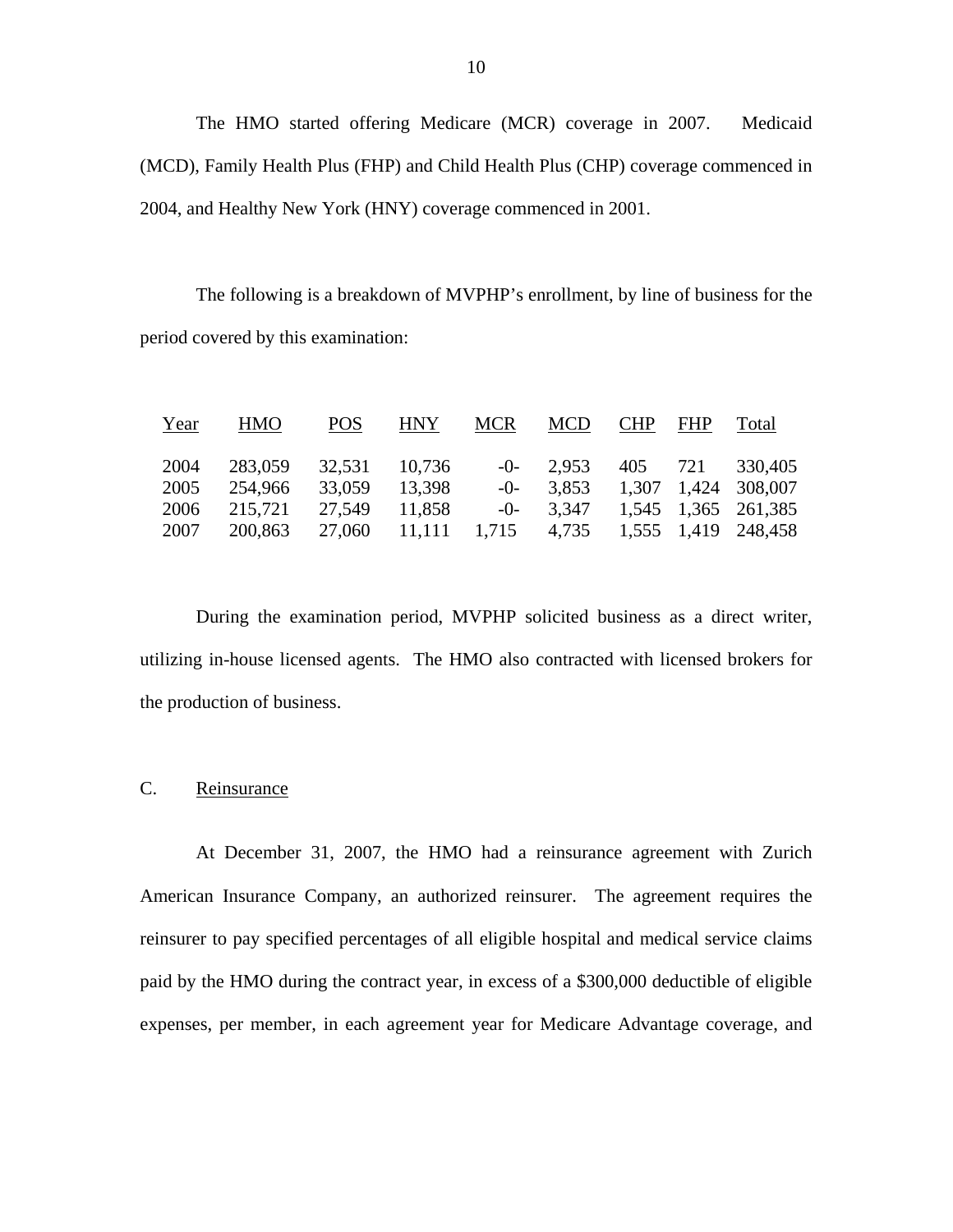The HMO started offering Medicare (MCR) coverage in 2007. Medicaid (MCD), Family Health Plus (FHP) and Child Health Plus (CHP) coverage commenced in 2004, and Healthy New York (HNY) coverage commenced in 2001.

The following is a breakdown of MVPHP's enrollment, by line of business for the period covered by this examination:

| Year | HMO | POS | HNY | MCR | MCD | CHP | FHP | Total |
|---|---|---|---|---|---|---|---|---|
| 2004 | 283,059 | 32,531 | 10,736 | -0- | 2,953 | 405 | 721 | 330,405 |
| 2005 | 254,966 | 33,059 | 13,398 | -0- | 3,853 | 1,307 | 1,424 | 308,007 |
| 2006 | 215,721 | 27,549 | 11,858 | -0- | 3,347 | 1,545 | 1,365 | 261,385 |
| 2007 | 200,863 | 27,060 | 11,111 | 1,715 | 4,735 | 1,555 | 1,419 | 248,458 |

During the examination period, MVPHP solicited business as a direct writer, utilizing in-house licensed agents. The HMO also contracted with licensed brokers for the production of business.

## C. Reinsurance

At December 31, 2007, the HMO had a reinsurance agreement with Zurich American Insurance Company, an authorized reinsurer. The agreement requires the reinsurer to pay specified percentages of all eligible hospital and medical service claims paid by the HMO during the contract year, in excess of a $300,000 deductible of eligible expenses, per member, in each agreement year for Medicare Advantage coverage, and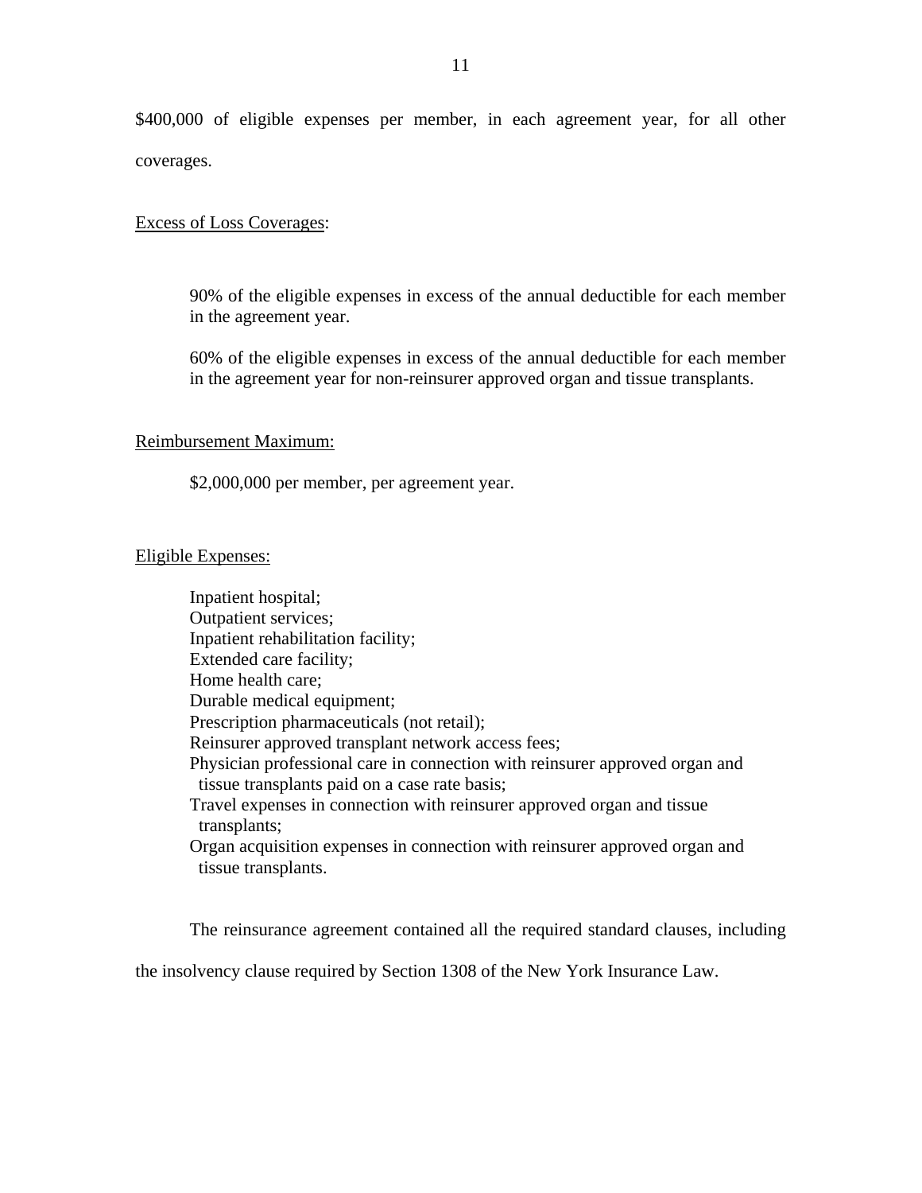$400,000 of eligible expenses per member, in each agreement year, for all other coverages.

Excess of Loss Coverages:

> 90% of the eligible expenses in excess of the annual deductible for each member in the agreement year.
>
> 60% of the eligible expenses in excess of the annual deductible for each member in the agreement year for non-reinsurer approved organ and tissue transplants.

Reimbursement Maximum:

> $2,000,000 per member, per agreement year.

Eligible Expenses:

> Inpatient hospital;
> Outpatient services;
> Inpatient rehabilitation facility;
> Extended care facility;
> Home health care;
> Durable medical equipment;
> Prescription pharmaceuticals (not retail);
> Reinsurer approved transplant network access fees;
> Physician professional care in connection with reinsurer approved organ and tissue transplants paid on a case rate basis;
> Travel expenses in connection with reinsurer approved organ and tissue transplants;
> Organ acquisition expenses in connection with reinsurer approved organ and tissue transplants.

The reinsurance agreement contained all the required standard clauses, including the insolvency clause required by Section 1308 of the New York Insurance Law.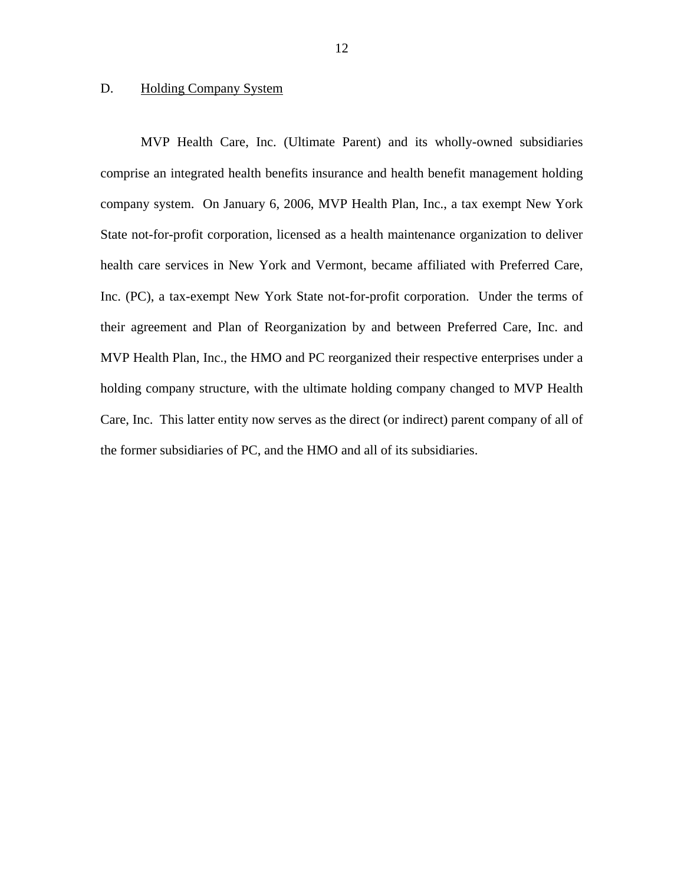## D. Holding Company System

MVP Health Care, Inc. (Ultimate Parent) and its wholly-owned subsidiaries comprise an integrated health benefits insurance and health benefit management holding company system. On January 6, 2006, MVP Health Plan, Inc., a tax exempt New York State not-for-profit corporation, licensed as a health maintenance organization to deliver health care services in New York and Vermont, became affiliated with Preferred Care, Inc. (PC), a tax-exempt New York State not-for-profit corporation. Under the terms of their agreement and Plan of Reorganization by and between Preferred Care, Inc. and MVP Health Plan, Inc., the HMO and PC reorganized their respective enterprises under a holding company structure, with the ultimate holding company changed to MVP Health Care, Inc. This latter entity now serves as the direct (or indirect) parent company of all of the former subsidiaries of PC, and the HMO and all of its subsidiaries.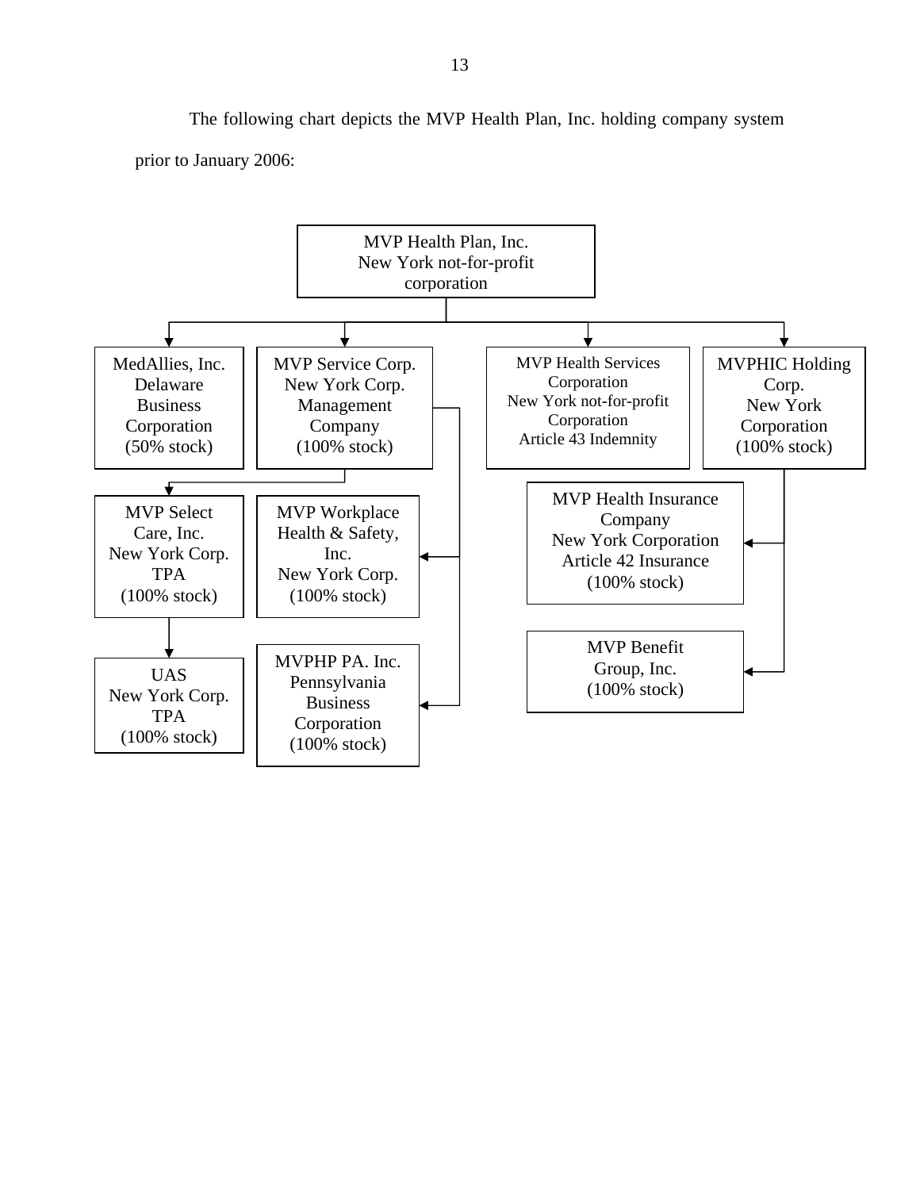The following chart depicts the MVP Health Plan, Inc. holding company system prior to January 2006:

- **MVP Health Plan, Inc.** — New York not-for-profit corporation
  - **MedAllies, Inc.** — Delaware Business Corporation (50% stock)
  - **MVP Service Corp.** — New York Corp. Management Company (100% stock)
    - **MVP Select Care, Inc.** — New York Corp. TPA (100% stock)
      - **UAS** — New York Corp. TPA (100% stock)
    - **MVP Workplace Health & Safety, Inc.** — New York Corp. (100% stock)
    - **MVPHP PA. Inc.** — Pennsylvania Business Corporation (100% stock)
  - **MVP Health Services Corporation** — New York not-for-profit Corporation, Article 43 Indemnity
  - **MVPHIC Holding Corp.** — New York Corporation (100% stock)
    - **MVP Health Insurance Company** — New York Corporation, Article 42 Insurance (100% stock)
    - **MVP Benefit Group, Inc.** (100% stock)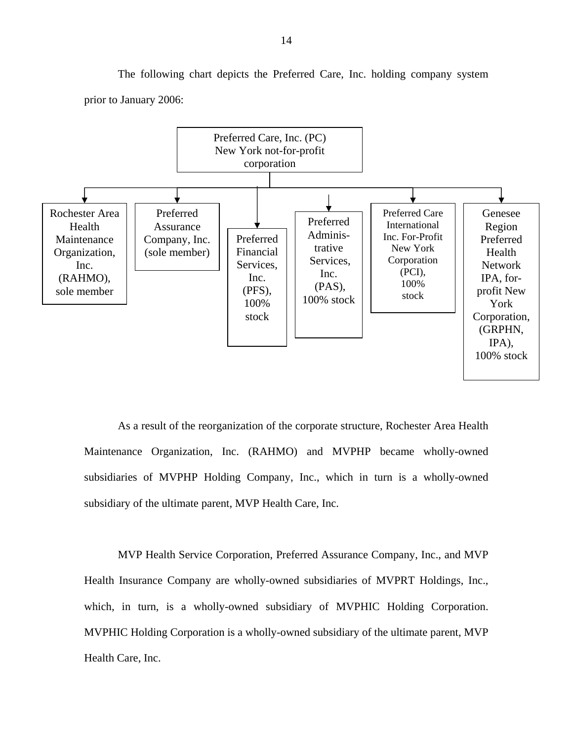The following chart depicts the Preferred Care, Inc. holding company system prior to January 2006:

**Preferred Care, Inc. (PC)**
New York not-for-profit corporation

- Rochester Area Health Maintenance Organization, Inc. (RAHMO), sole member
- Preferred Assurance Company, Inc. (sole member)
- Preferred Financial Services, Inc. (PFS), 100% stock
- Preferred Adminis-trative Services, Inc. (PAS), 100% stock
- Preferred Care International Inc. For-Profit New York Corporation (PCI), 100% stock
- Genesee Region Preferred Health Network IPA, for-profit New York Corporation, (GRPHN, IPA), 100% stock

As a result of the reorganization of the corporate structure, Rochester Area Health Maintenance Organization, Inc. (RAHMO) and MVPHP became wholly-owned subsidiaries of MVPHP Holding Company, Inc., which in turn is a wholly-owned subsidiary of the ultimate parent, MVP Health Care, Inc.

MVP Health Service Corporation, Preferred Assurance Company, Inc., and MVP Health Insurance Company are wholly-owned subsidiaries of MVPRT Holdings, Inc., which, in turn, is a wholly-owned subsidiary of MVPHIC Holding Corporation. MVPHIC Holding Corporation is a wholly-owned subsidiary of the ultimate parent, MVP Health Care, Inc.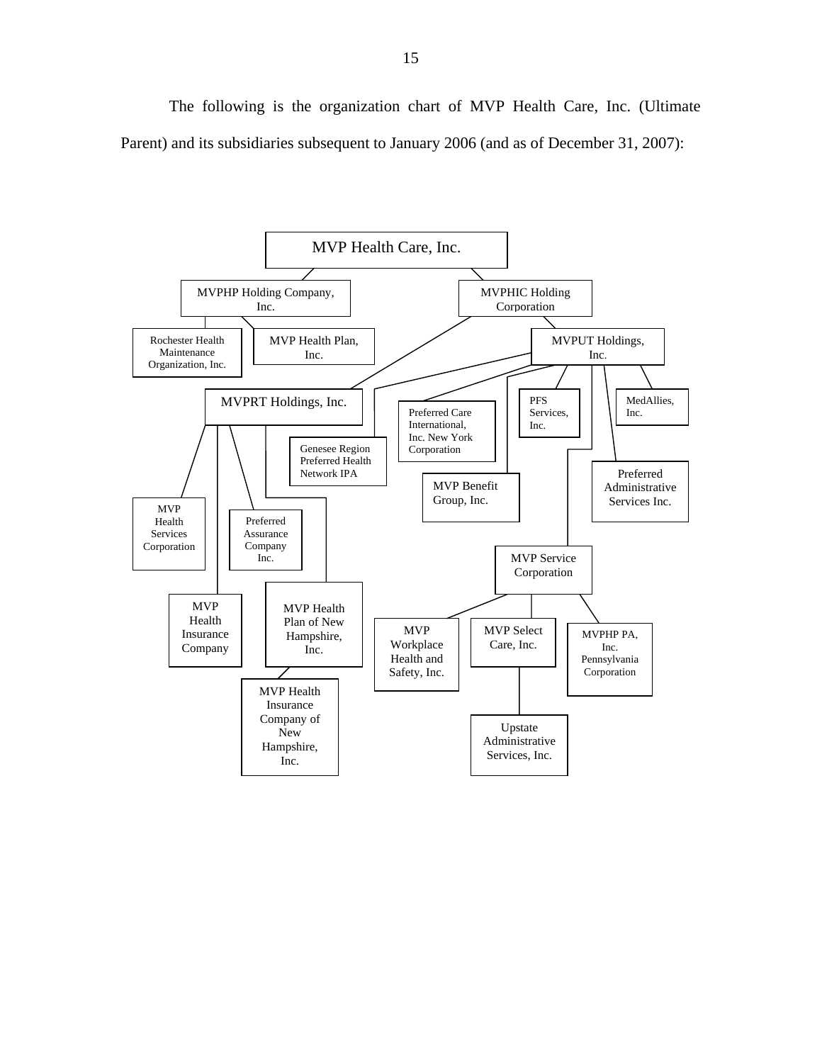The following is the organization chart of MVP Health Care, Inc. (Ultimate Parent) and its subsidiaries subsequent to January 2006 (and as of December 31, 2007):

- MVP Health Care, Inc.
  - MVPHP Holding Company, Inc.
    - Rochester Health Maintenance Organization, Inc.
    - MVP Health Plan, Inc.
  - MVPHIC Holding Corporation
    - MVPRT Holdings, Inc.
      - MVP Health Services Corporation
      - MVP Health Insurance Company
      - Preferred Assurance Company Inc.
      - MVP Health Plan of New Hampshire, Inc.
        - MVP Health Insurance Company of New Hampshire, Inc.
    - MVPUT Holdings, Inc.
      - Genesee Region Preferred Health Network IPA
      - Preferred Care International, Inc. New York Corporation
      - MVP Benefit Group, Inc.
      - PFS Services, Inc.
      - MVP Service Corporation
        - MVP Workplace Health and Safety, Inc.
        - MVP Select Care, Inc.
          - Upstate Administrative Services, Inc.
        - MVPHP PA, Inc. Pennsylvania Corporation
      - Preferred Administrative Services Inc.
      - MedAllies, Inc.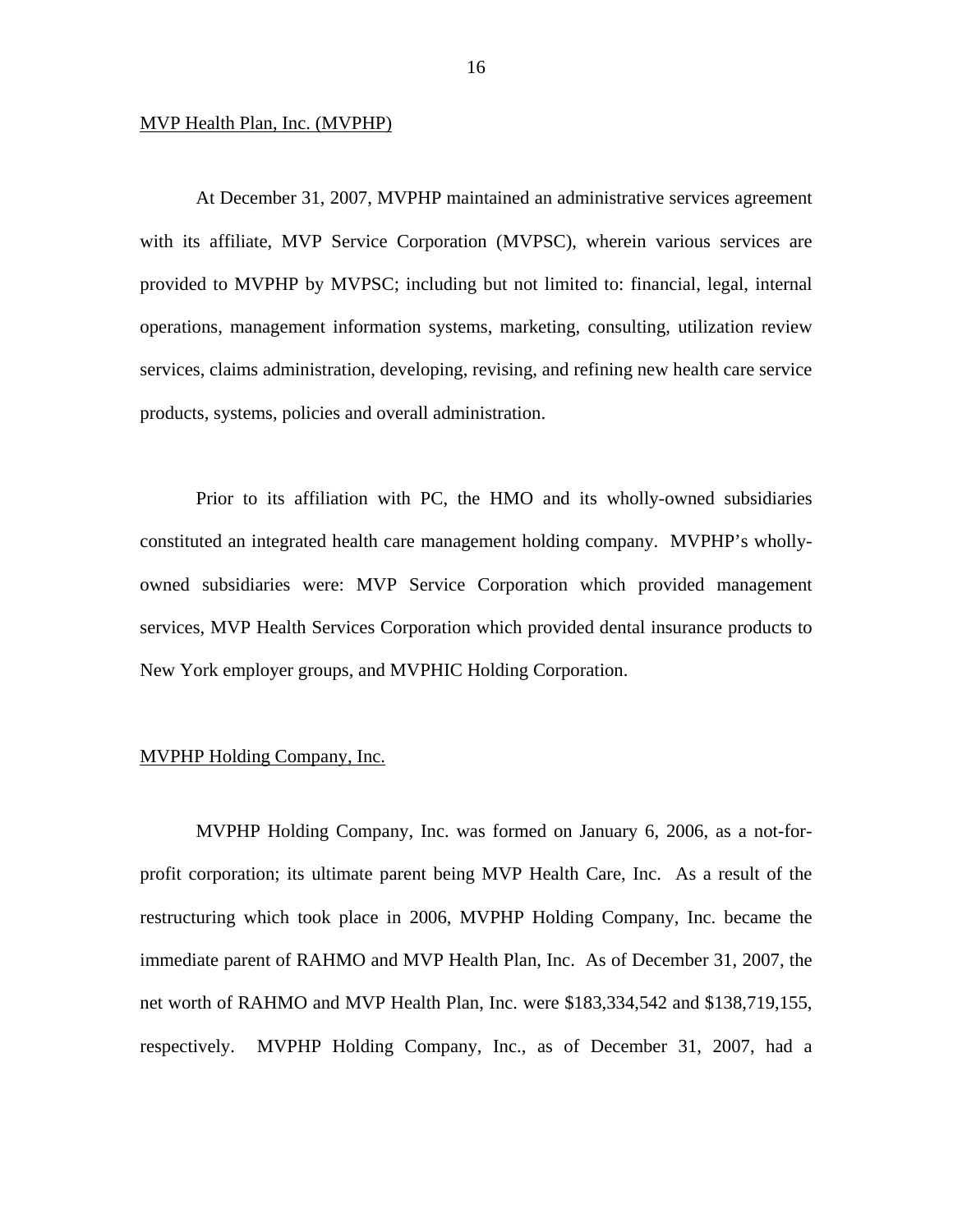MVP Health Plan, Inc. (MVPHP)

At December 31, 2007, MVPHP maintained an administrative services agreement with its affiliate, MVP Service Corporation (MVPSC), wherein various services are provided to MVPHP by MVPSC; including but not limited to: financial, legal, internal operations, management information systems, marketing, consulting, utilization review services, claims administration, developing, revising, and refining new health care service products, systems, policies and overall administration.

Prior to its affiliation with PC, the HMO and its wholly-owned subsidiaries constituted an integrated health care management holding company. MVPHP's wholly-owned subsidiaries were: MVP Service Corporation which provided management services, MVP Health Services Corporation which provided dental insurance products to New York employer groups, and MVPHIC Holding Corporation.

MVPHP Holding Company, Inc.

MVPHP Holding Company, Inc. was formed on January 6, 2006, as a not-for-profit corporation; its ultimate parent being MVP Health Care, Inc. As a result of the restructuring which took place in 2006, MVPHP Holding Company, Inc. became the immediate parent of RAHMO and MVP Health Plan, Inc. As of December 31, 2007, the net worth of RAHMO and MVP Health Plan, Inc. were $183,334,542 and $138,719,155, respectively. MVPHP Holding Company, Inc., as of December 31, 2007, had a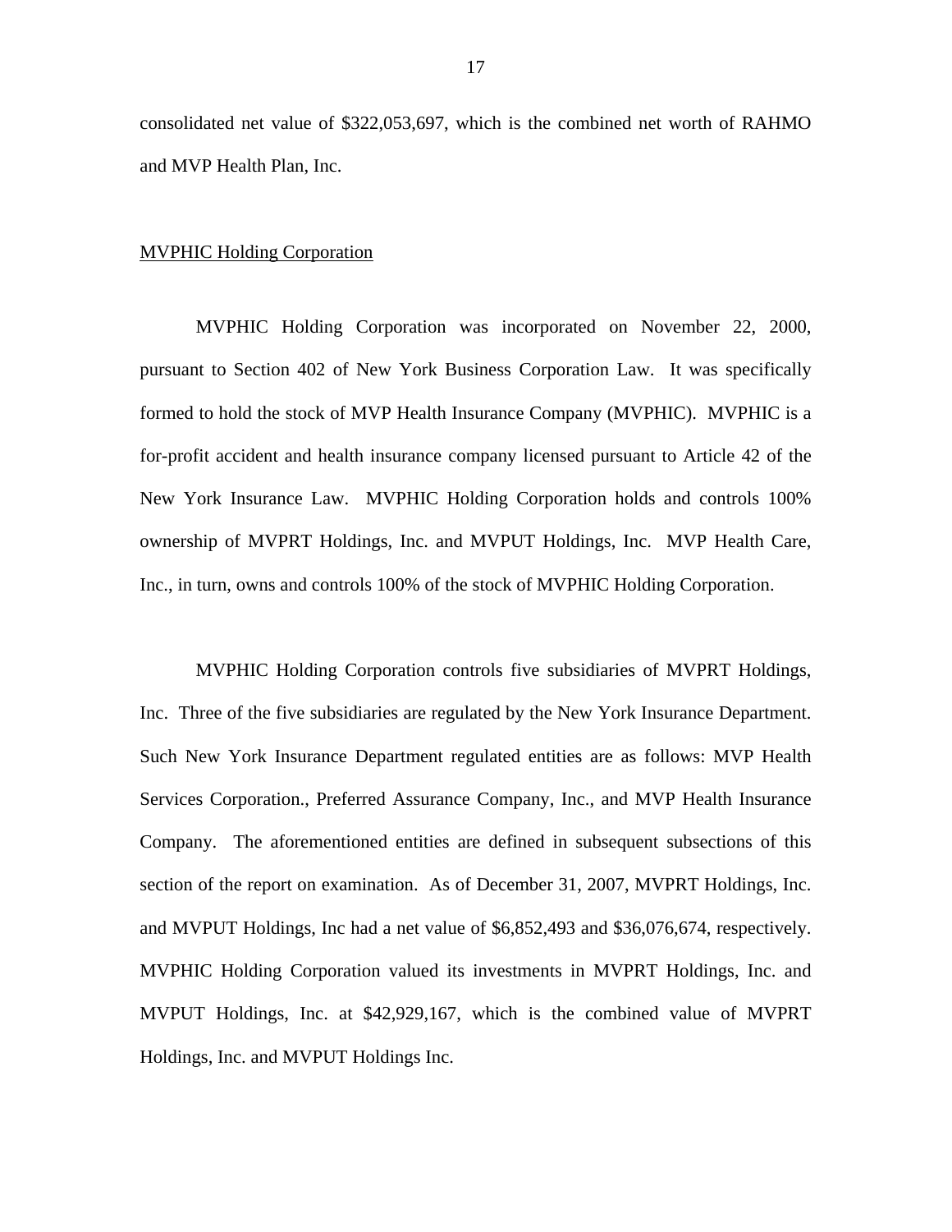consolidated net value of $322,053,697, which is the combined net worth of RAHMO and MVP Health Plan, Inc.

## MVPHIC Holding Corporation

MVPHIC Holding Corporation was incorporated on November 22, 2000, pursuant to Section 402 of New York Business Corporation Law. It was specifically formed to hold the stock of MVP Health Insurance Company (MVPHIC). MVPHIC is a for-profit accident and health insurance company licensed pursuant to Article 42 of the New York Insurance Law. MVPHIC Holding Corporation holds and controls 100% ownership of MVPRT Holdings, Inc. and MVPUT Holdings, Inc. MVP Health Care, Inc., in turn, owns and controls 100% of the stock of MVPHIC Holding Corporation.

MVPHIC Holding Corporation controls five subsidiaries of MVPRT Holdings, Inc. Three of the five subsidiaries are regulated by the New York Insurance Department. Such New York Insurance Department regulated entities are as follows: MVP Health Services Corporation., Preferred Assurance Company, Inc., and MVP Health Insurance Company. The aforementioned entities are defined in subsequent subsections of this section of the report on examination. As of December 31, 2007, MVPRT Holdings, Inc. and MVPUT Holdings, Inc had a net value of $6,852,493 and $36,076,674, respectively. MVPHIC Holding Corporation valued its investments in MVPRT Holdings, Inc. and MVPUT Holdings, Inc. at $42,929,167, which is the combined value of MVPRT Holdings, Inc. and MVPUT Holdings Inc.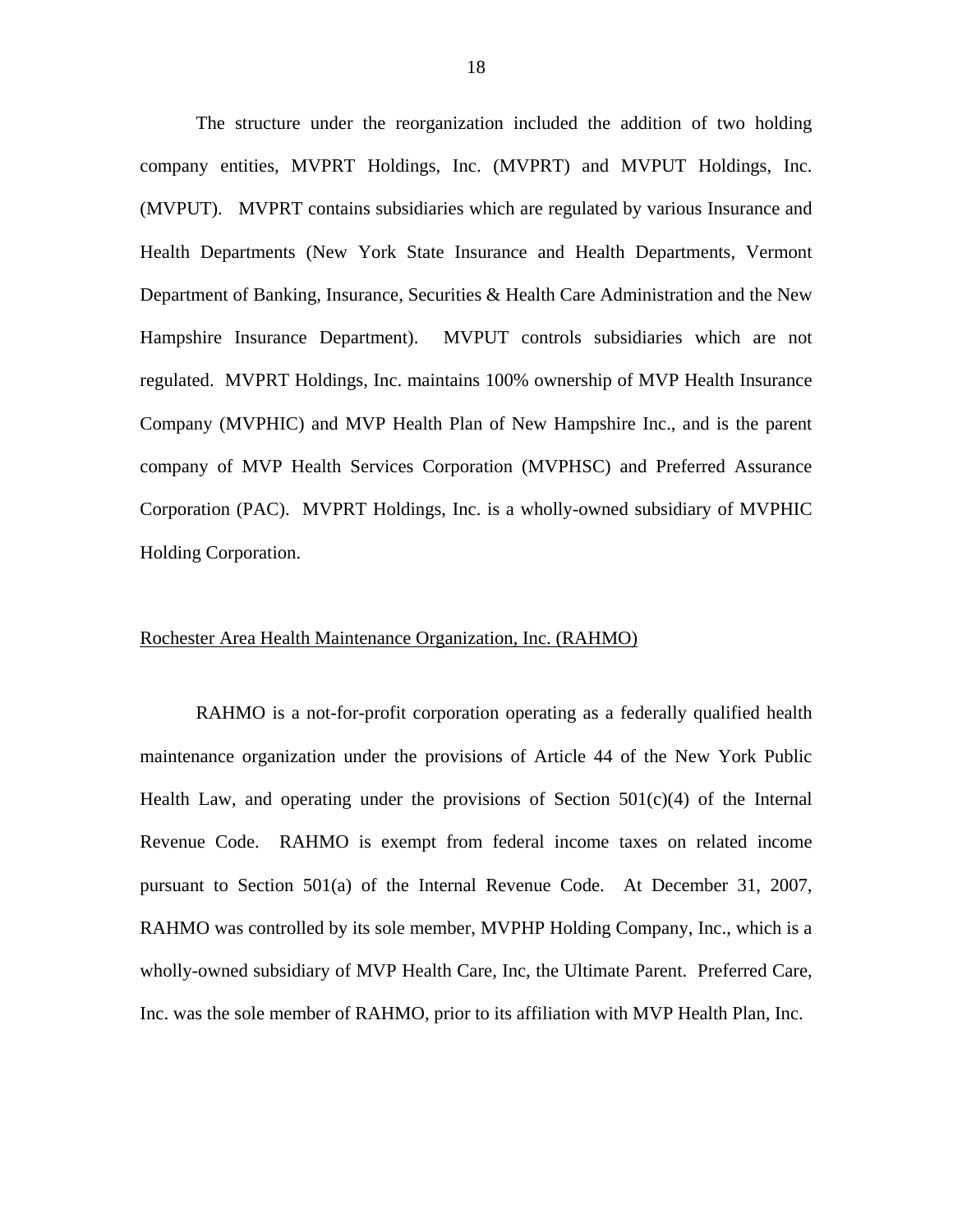The structure under the reorganization included the addition of two holding company entities, MVPRT Holdings, Inc. (MVPRT) and MVPUT Holdings, Inc. (MVPUT). MVPRT contains subsidiaries which are regulated by various Insurance and Health Departments (New York State Insurance and Health Departments, Vermont Department of Banking, Insurance, Securities & Health Care Administration and the New Hampshire Insurance Department). MVPUT controls subsidiaries which are not regulated. MVPRT Holdings, Inc. maintains 100% ownership of MVP Health Insurance Company (MVPHIC) and MVP Health Plan of New Hampshire Inc., and is the parent company of MVP Health Services Corporation (MVPHSC) and Preferred Assurance Corporation (PAC). MVPRT Holdings, Inc. is a wholly-owned subsidiary of MVPHIC Holding Corporation.

Rochester Area Health Maintenance Organization, Inc. (RAHMO)

RAHMO is a not-for-profit corporation operating as a federally qualified health maintenance organization under the provisions of Article 44 of the New York Public Health Law, and operating under the provisions of Section 501(c)(4) of the Internal Revenue Code. RAHMO is exempt from federal income taxes on related income pursuant to Section 501(a) of the Internal Revenue Code. At December 31, 2007, RAHMO was controlled by its sole member, MVPHP Holding Company, Inc., which is a wholly-owned subsidiary of MVP Health Care, Inc, the Ultimate Parent. Preferred Care, Inc. was the sole member of RAHMO, prior to its affiliation with MVP Health Plan, Inc.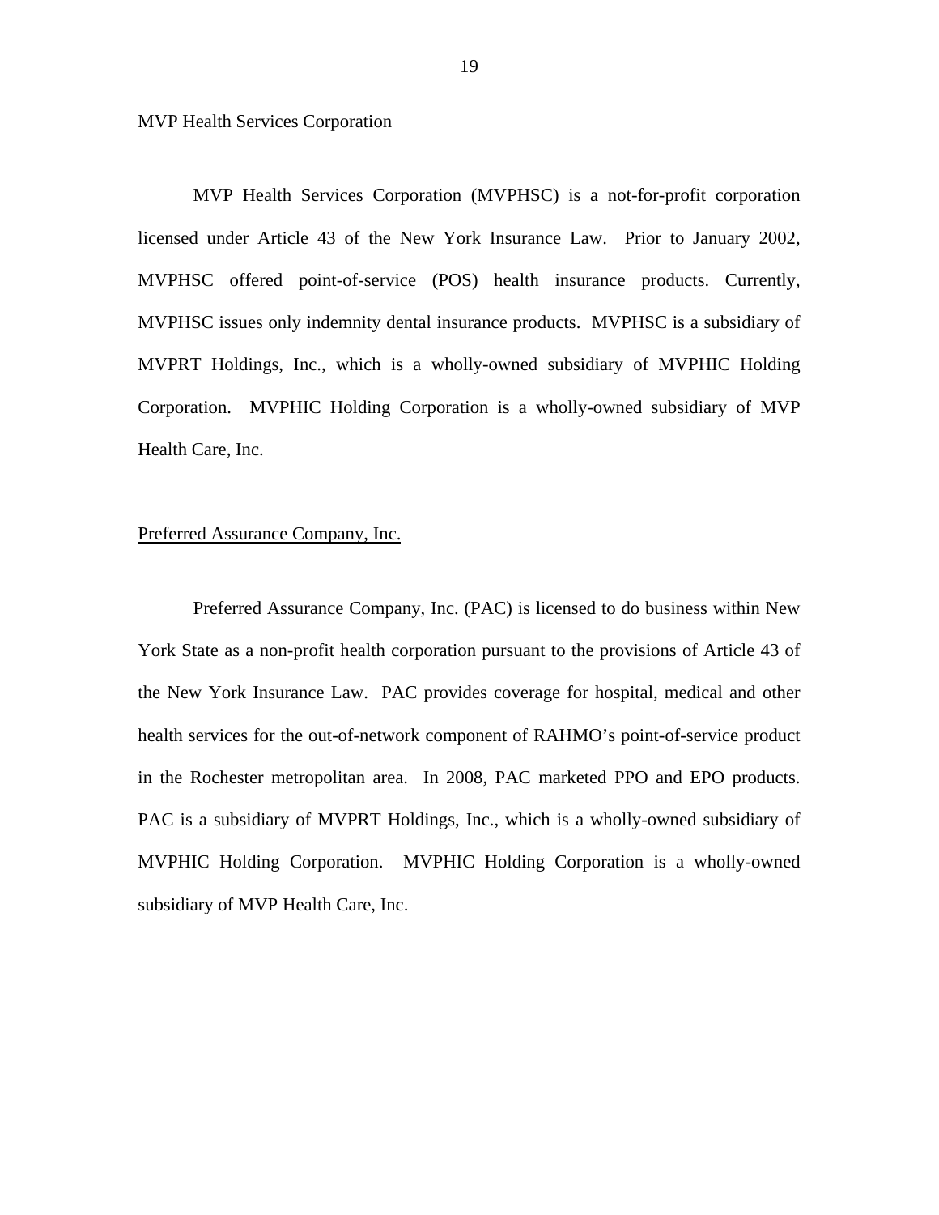MVP Health Services Corporation

MVP Health Services Corporation (MVPHSC) is a not-for-profit corporation licensed under Article 43 of the New York Insurance Law. Prior to January 2002, MVPHSC offered point-of-service (POS) health insurance products. Currently, MVPHSC issues only indemnity dental insurance products. MVPHSC is a subsidiary of MVPRT Holdings, Inc., which is a wholly-owned subsidiary of MVPHIC Holding Corporation. MVPHIC Holding Corporation is a wholly-owned subsidiary of MVP Health Care, Inc.

Preferred Assurance Company, Inc.

Preferred Assurance Company, Inc. (PAC) is licensed to do business within New York State as a non-profit health corporation pursuant to the provisions of Article 43 of the New York Insurance Law. PAC provides coverage for hospital, medical and other health services for the out-of-network component of RAHMO's point-of-service product in the Rochester metropolitan area. In 2008, PAC marketed PPO and EPO products. PAC is a subsidiary of MVPRT Holdings, Inc., which is a wholly-owned subsidiary of MVPHIC Holding Corporation. MVPHIC Holding Corporation is a wholly-owned subsidiary of MVP Health Care, Inc.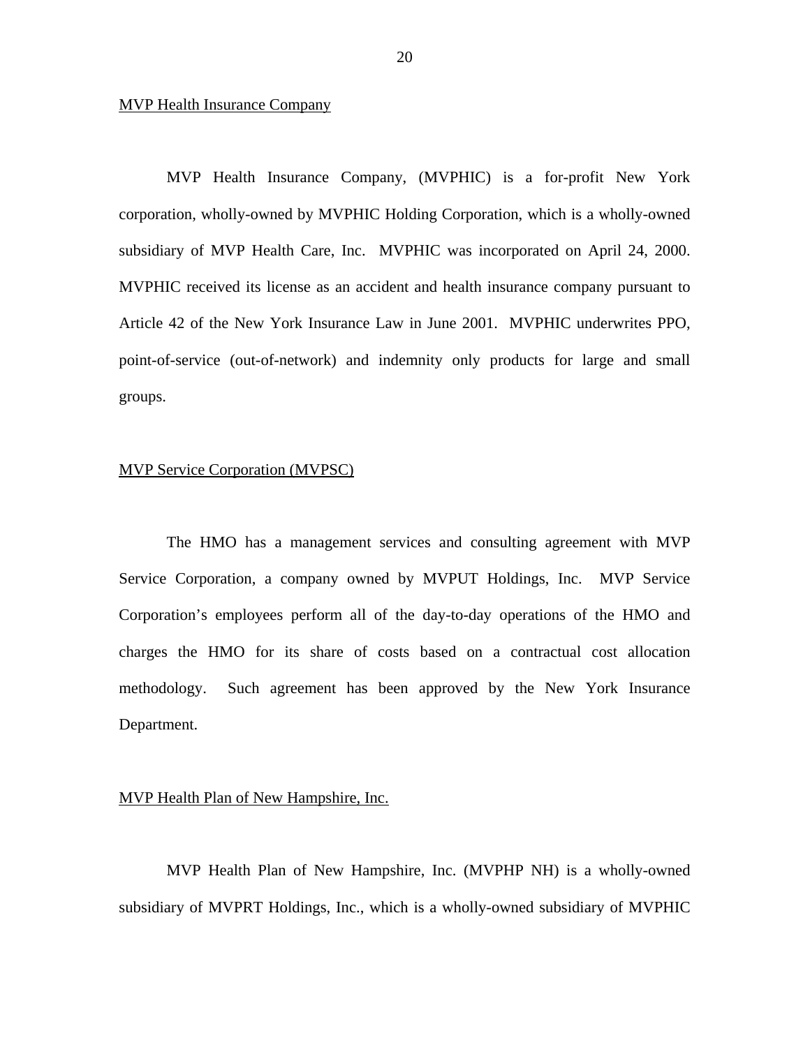MVP Health Insurance Company

MVP Health Insurance Company, (MVPHIC) is a for-profit New York corporation, wholly-owned by MVPHIC Holding Corporation, which is a wholly-owned subsidiary of MVP Health Care, Inc. MVPHIC was incorporated on April 24, 2000. MVPHIC received its license as an accident and health insurance company pursuant to Article 42 of the New York Insurance Law in June 2001. MVPHIC underwrites PPO, point-of-service (out-of-network) and indemnity only products for large and small groups.

MVP Service Corporation (MVPSC)

The HMO has a management services and consulting agreement with MVP Service Corporation, a company owned by MVPUT Holdings, Inc. MVP Service Corporation's employees perform all of the day-to-day operations of the HMO and charges the HMO for its share of costs based on a contractual cost allocation methodology. Such agreement has been approved by the New York Insurance Department.

MVP Health Plan of New Hampshire, Inc.

MVP Health Plan of New Hampshire, Inc. (MVPHP NH) is a wholly-owned subsidiary of MVPRT Holdings, Inc., which is a wholly-owned subsidiary of MVPHIC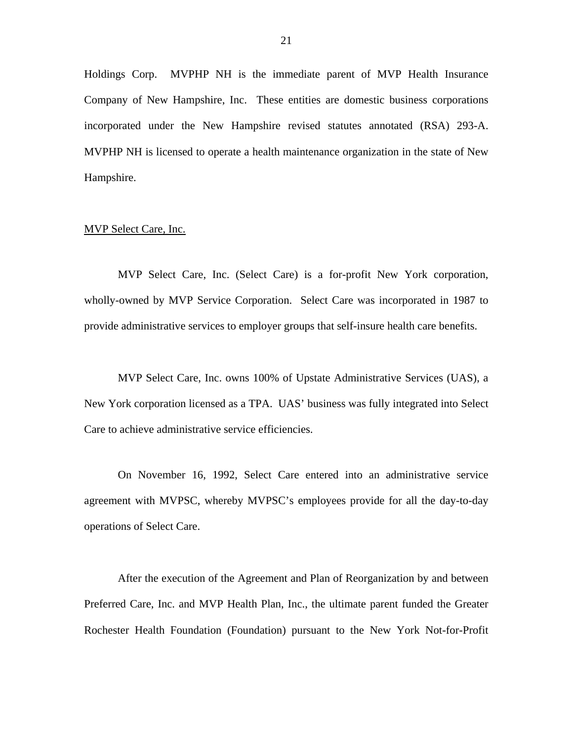Holdings Corp. MVPHP NH is the immediate parent of MVP Health Insurance Company of New Hampshire, Inc. These entities are domestic business corporations incorporated under the New Hampshire revised statutes annotated (RSA) 293-A. MVPHP NH is licensed to operate a health maintenance organization in the state of New Hampshire.

<u>MVP Select Care, Inc.</u>

MVP Select Care, Inc. (Select Care) is a for-profit New York corporation, wholly-owned by MVP Service Corporation. Select Care was incorporated in 1987 to provide administrative services to employer groups that self-insure health care benefits.

MVP Select Care, Inc. owns 100% of Upstate Administrative Services (UAS), a New York corporation licensed as a TPA. UAS' business was fully integrated into Select Care to achieve administrative service efficiencies.

On November 16, 1992, Select Care entered into an administrative service agreement with MVPSC, whereby MVPSC's employees provide for all the day-to-day operations of Select Care.

After the execution of the Agreement and Plan of Reorganization by and between Preferred Care, Inc. and MVP Health Plan, Inc., the ultimate parent funded the Greater Rochester Health Foundation (Foundation) pursuant to the New York Not-for-Profit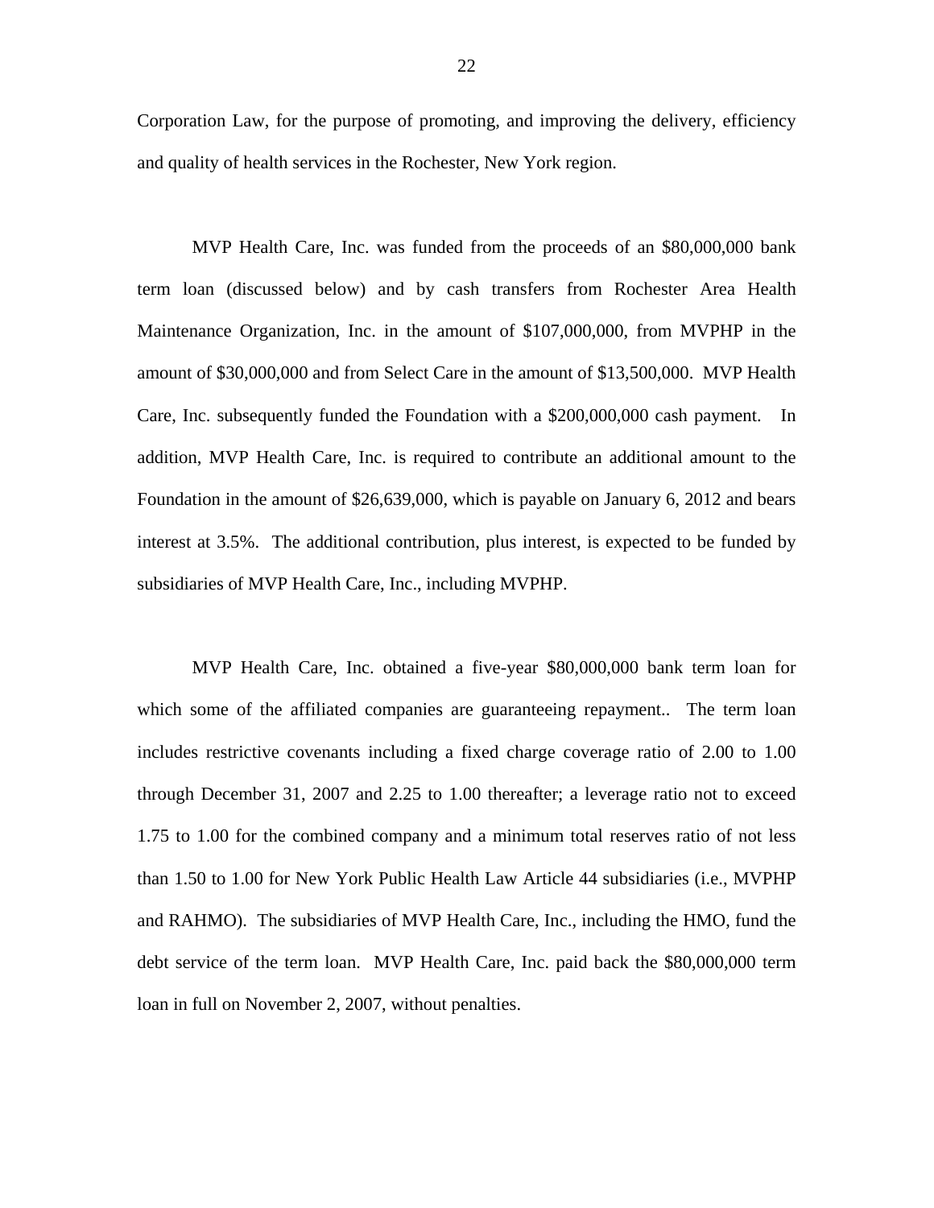Corporation Law, for the purpose of promoting, and improving the delivery, efficiency and quality of health services in the Rochester, New York region.

MVP Health Care, Inc. was funded from the proceeds of an $80,000,000 bank term loan (discussed below) and by cash transfers from Rochester Area Health Maintenance Organization, Inc. in the amount of $107,000,000, from MVPHP in the amount of $30,000,000 and from Select Care in the amount of $13,500,000. MVP Health Care, Inc. subsequently funded the Foundation with a $200,000,000 cash payment. In addition, MVP Health Care, Inc. is required to contribute an additional amount to the Foundation in the amount of $26,639,000, which is payable on January 6, 2012 and bears interest at 3.5%. The additional contribution, plus interest, is expected to be funded by subsidiaries of MVP Health Care, Inc., including MVPHP.

MVP Health Care, Inc. obtained a five-year $80,000,000 bank term loan for which some of the affiliated companies are guaranteeing repayment.. The term loan includes restrictive covenants including a fixed charge coverage ratio of 2.00 to 1.00 through December 31, 2007 and 2.25 to 1.00 thereafter; a leverage ratio not to exceed 1.75 to 1.00 for the combined company and a minimum total reserves ratio of not less than 1.50 to 1.00 for New York Public Health Law Article 44 subsidiaries (i.e., MVPHP and RAHMO). The subsidiaries of MVP Health Care, Inc., including the HMO, fund the debt service of the term loan. MVP Health Care, Inc. paid back the $80,000,000 term loan in full on November 2, 2007, without penalties.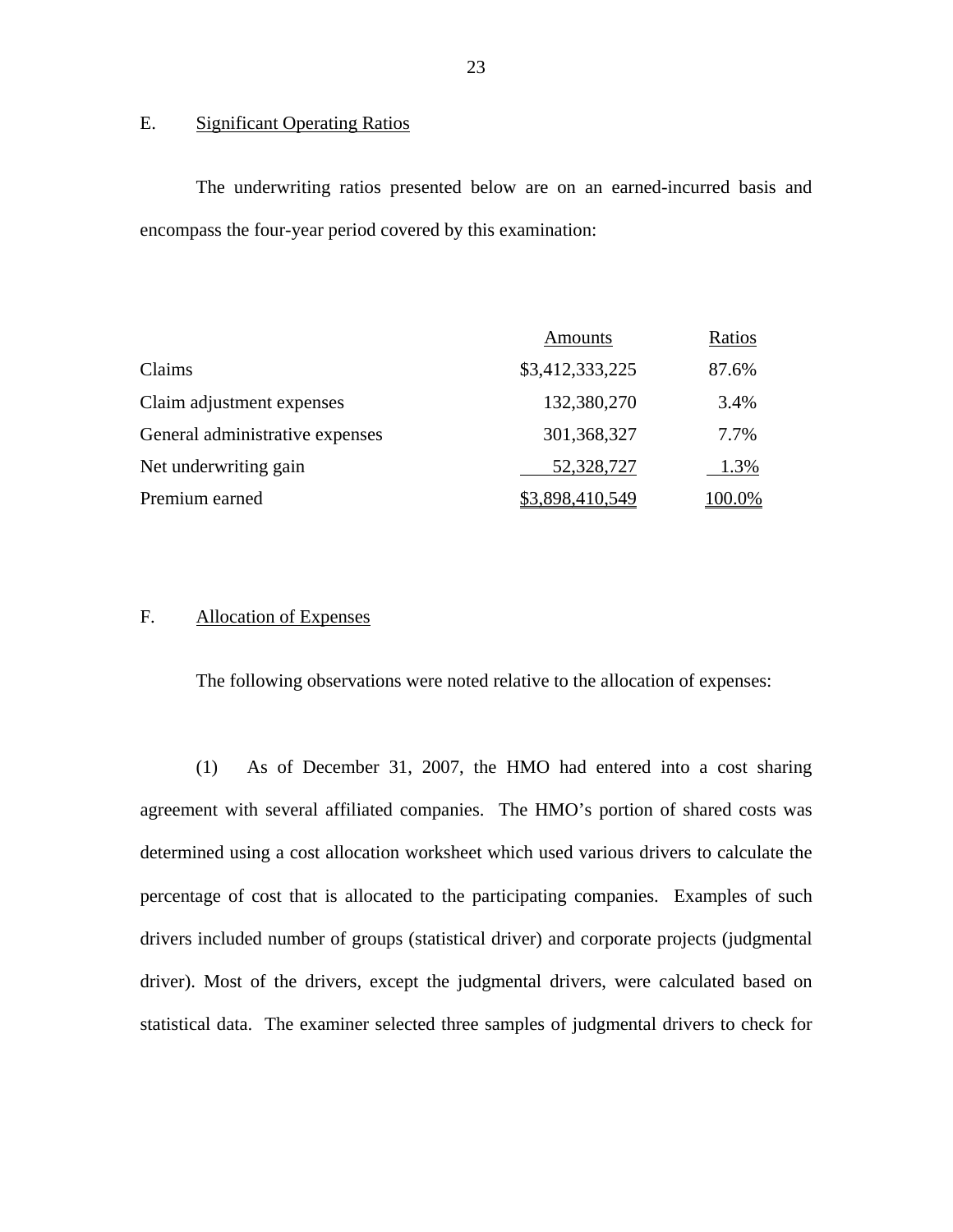## E. Significant Operating Ratios

The underwriting ratios presented below are on an earned-incurred basis and encompass the four-year period covered by this examination:

| | Amounts | Ratios |
|---|---|---|
| Claims | $3,412,333,225 | 87.6% |
| Claim adjustment expenses | 132,380,270 | 3.4% |
| General administrative expenses | 301,368,327 | 7.7% |
| Net underwriting gain | 52,328,727 | 1.3% |
| Premium earned | $3,898,410,549 | 100.0% |

## F. Allocation of Expenses

The following observations were noted relative to the allocation of expenses:

(1) As of December 31, 2007, the HMO had entered into a cost sharing agreement with several affiliated companies. The HMO's portion of shared costs was determined using a cost allocation worksheet which used various drivers to calculate the percentage of cost that is allocated to the participating companies. Examples of such drivers included number of groups (statistical driver) and corporate projects (judgmental driver). Most of the drivers, except the judgmental drivers, were calculated based on statistical data. The examiner selected three samples of judgmental drivers to check for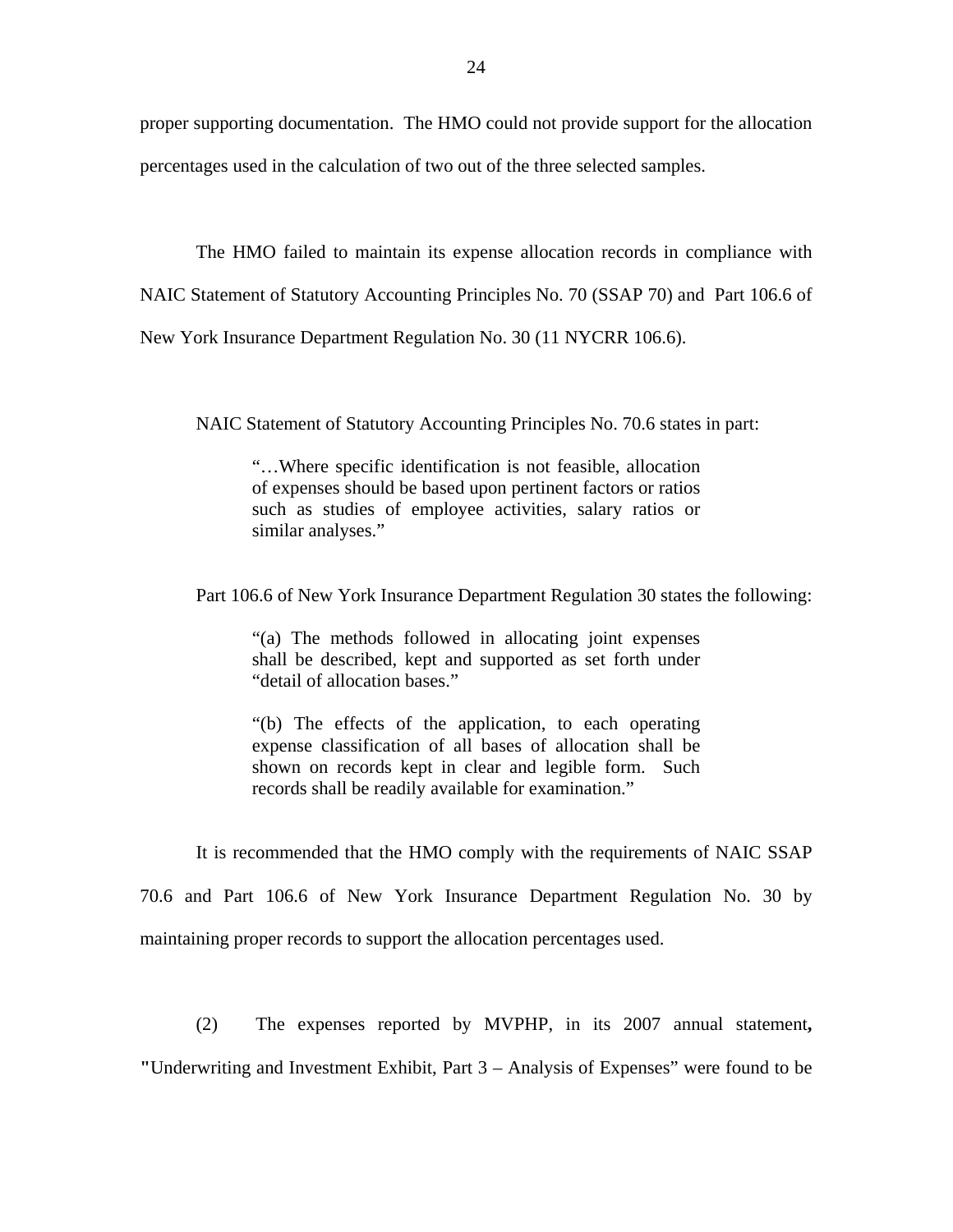proper supporting documentation. The HMO could not provide support for the allocation percentages used in the calculation of two out of the three selected samples.

The HMO failed to maintain its expense allocation records in compliance with NAIC Statement of Statutory Accounting Principles No. 70 (SSAP 70) and Part 106.6 of New York Insurance Department Regulation No. 30 (11 NYCRR 106.6).

NAIC Statement of Statutory Accounting Principles No. 70.6 states in part:

> "…Where specific identification is not feasible, allocation of expenses should be based upon pertinent factors or ratios such as studies of employee activities, salary ratios or similar analyses."

Part 106.6 of New York Insurance Department Regulation 30 states the following:

> "(a) The methods followed in allocating joint expenses shall be described, kept and supported as set forth under "detail of allocation bases."
>
> "(b) The effects of the application, to each operating expense classification of all bases of allocation shall be shown on records kept in clear and legible form. Such records shall be readily available for examination."

It is recommended that the HMO comply with the requirements of NAIC SSAP 70.6 and Part 106.6 of New York Insurance Department Regulation No. 30 by maintaining proper records to support the allocation percentages used.

(2) The expenses reported by MVPHP, in its 2007 annual statement**,** "Underwriting and Investment Exhibit, Part 3 – Analysis of Expenses" were found to be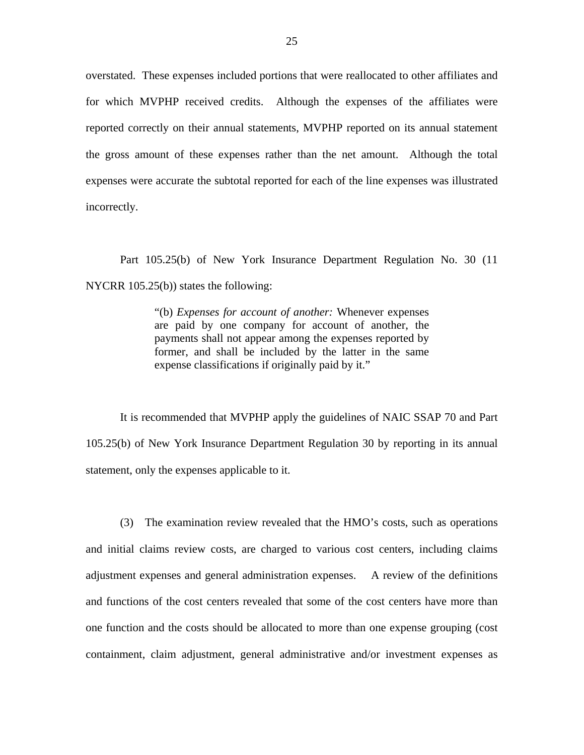overstated. These expenses included portions that were reallocated to other affiliates and for which MVPHP received credits. Although the expenses of the affiliates were reported correctly on their annual statements, MVPHP reported on its annual statement the gross amount of these expenses rather than the net amount. Although the total expenses were accurate the subtotal reported for each of the line expenses was illustrated incorrectly.

Part 105.25(b) of New York Insurance Department Regulation No. 30 (11 NYCRR 105.25(b)) states the following:

> "(b) *Expenses for account of another:* Whenever expenses are paid by one company for account of another, the payments shall not appear among the expenses reported by former, and shall be included by the latter in the same expense classifications if originally paid by it."

It is recommended that MVPHP apply the guidelines of NAIC SSAP 70 and Part 105.25(b) of New York Insurance Department Regulation 30 by reporting in its annual statement, only the expenses applicable to it.

(3) The examination review revealed that the HMO's costs, such as operations and initial claims review costs, are charged to various cost centers, including claims adjustment expenses and general administration expenses. A review of the definitions and functions of the cost centers revealed that some of the cost centers have more than one function and the costs should be allocated to more than one expense grouping (cost containment, claim adjustment, general administrative and/or investment expenses as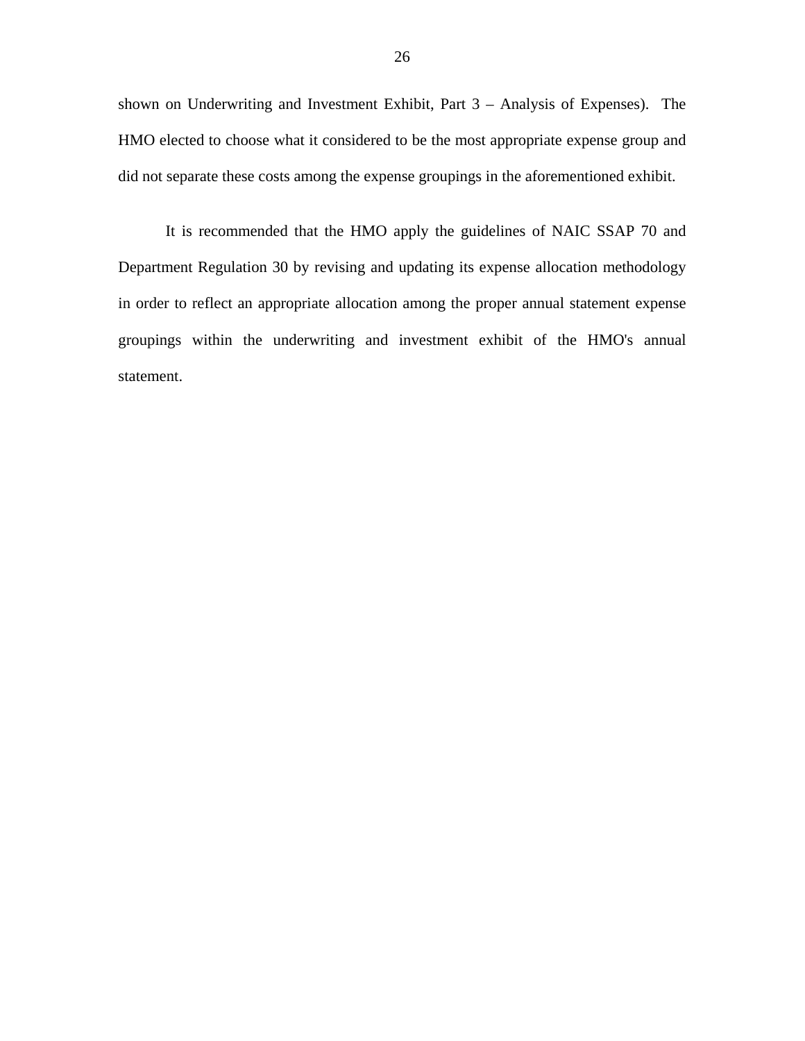shown on Underwriting and Investment Exhibit, Part 3 – Analysis of Expenses). The HMO elected to choose what it considered to be the most appropriate expense group and did not separate these costs among the expense groupings in the aforementioned exhibit.

It is recommended that the HMO apply the guidelines of NAIC SSAP 70 and Department Regulation 30 by revising and updating its expense allocation methodology in order to reflect an appropriate allocation among the proper annual statement expense groupings within the underwriting and investment exhibit of the HMO's annual statement.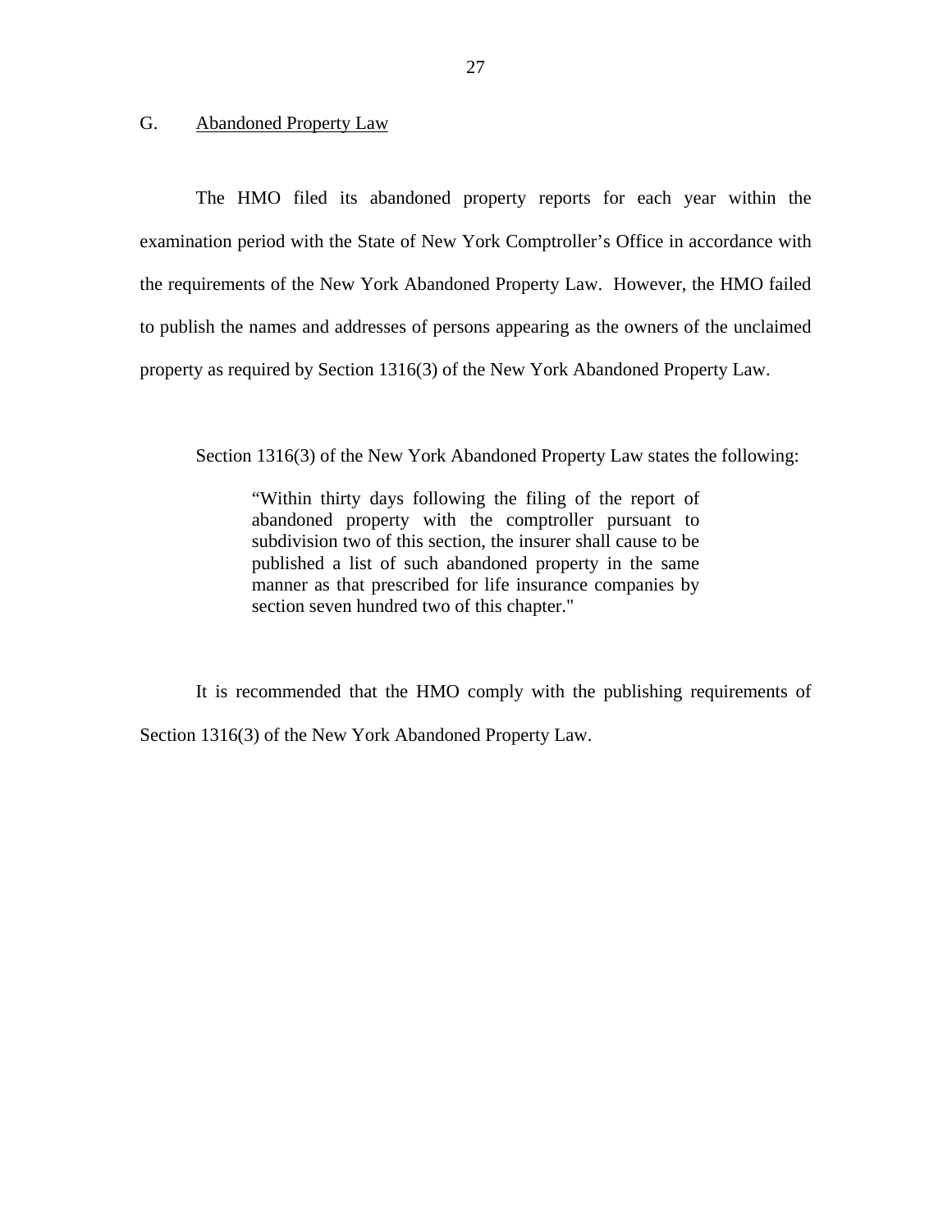## G. Abandoned Property Law

The HMO filed its abandoned property reports for each year within the examination period with the State of New York Comptroller's Office in accordance with the requirements of the New York Abandoned Property Law. However, the HMO failed to publish the names and addresses of persons appearing as the owners of the unclaimed property as required by Section 1316(3) of the New York Abandoned Property Law.

Section 1316(3) of the New York Abandoned Property Law states the following:

> "Within thirty days following the filing of the report of abandoned property with the comptroller pursuant to subdivision two of this section, the insurer shall cause to be published a list of such abandoned property in the same manner as that prescribed for life insurance companies by section seven hundred two of this chapter."

It is recommended that the HMO comply with the publishing requirements of Section 1316(3) of the New York Abandoned Property Law.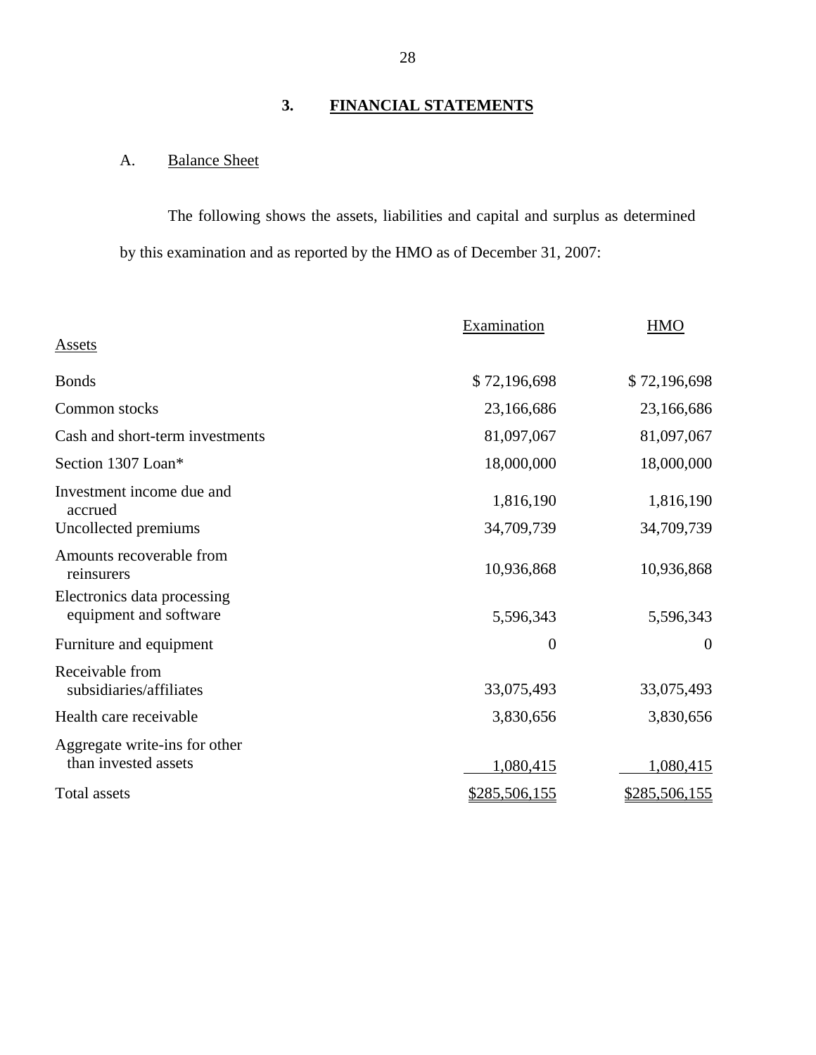## 3. FINANCIAL STATEMENTS

### A. Balance Sheet

The following shows the assets, liabilities and capital and surplus as determined by this examination and as reported by the HMO as of December 31, 2007:

| Assets | Examination | HMO |
|---|---|---|
| Bonds | $ 72,196,698 | $ 72,196,698 |
| Common stocks | 23,166,686 | 23,166,686 |
| Cash and short-term investments | 81,097,067 | 81,097,067 |
| Section 1307 Loan* | 18,000,000 | 18,000,000 |
| Investment income due and accrued | 1,816,190 | 1,816,190 |
| Uncollected premiums | 34,709,739 | 34,709,739 |
| Amounts recoverable from reinsurers | 10,936,868 | 10,936,868 |
| Electronics data processing equipment and software | 5,596,343 | 5,596,343 |
| Furniture and equipment | 0 | 0 |
| Receivable from subsidiaries/affiliates | 33,075,493 | 33,075,493 |
| Health care receivable | 3,830,656 | 3,830,656 |
| Aggregate write-ins for other than invested assets | 1,080,415 | 1,080,415 |
| Total assets | $285,506,155 | $285,506,155 |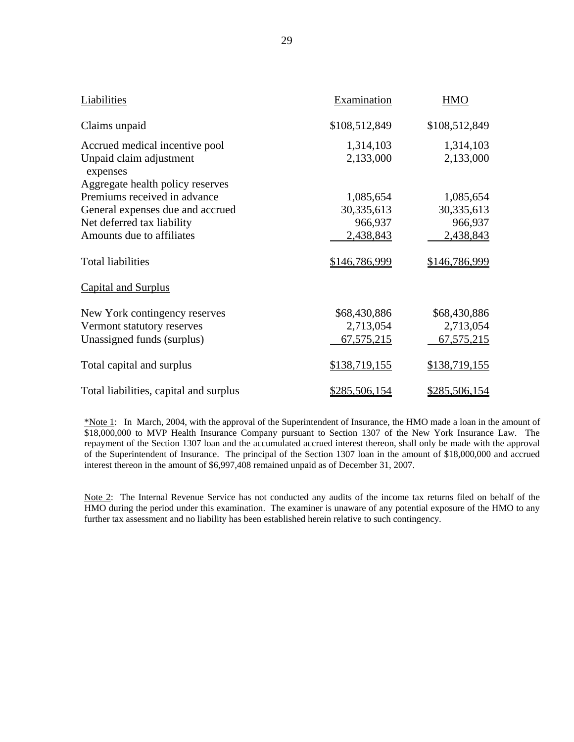| Liabilities | Examination | HMO |
|---|---|---|
| Claims unpaid | $108,512,849 | $108,512,849 |
| Accrued medical incentive pool | 1,314,103 | 1,314,103 |
| Unpaid claim adjustment expenses | 2,133,000 | 2,133,000 |
| Aggregate health policy reserves | | |
| Premiums received in advance | 1,085,654 | 1,085,654 |
| General expenses due and accrued | 30,335,613 | 30,335,613 |
| Net deferred tax liability | 966,937 | 966,937 |
| Amounts due to affiliates | 2,438,843 | 2,438,843 |
| Total liabilities | $146,786,999 | $146,786,999 |
| Capital and Surplus | | |
| New York contingency reserves | $68,430,886 | $68,430,886 |
| Vermont statutory reserves | 2,713,054 | 2,713,054 |
| Unassigned funds (surplus) | 67,575,215 | 67,575,215 |
| Total capital and surplus | $138,719,155 | $138,719,155 |
| Total liabilities, capital and surplus | $285,506,154 | $285,506,154 |

*Note 1: In March, 2004, with the approval of the Superintendent of Insurance, the HMO made a loan in the amount of $18,000,000 to MVP Health Insurance Company pursuant to Section 1307 of the New York Insurance Law. The repayment of the Section 1307 loan and the accumulated accrued interest thereon, shall only be made with the approval of the Superintendent of Insurance. The principal of the Section 1307 loan in the amount of $18,000,000 and accrued interest thereon in the amount of $6,997,408 remained unpaid as of December 31, 2007.

Note 2: The Internal Revenue Service has not conducted any audits of the income tax returns filed on behalf of the HMO during the period under this examination. The examiner is unaware of any potential exposure of the HMO to any further tax assessment and no liability has been established herein relative to such contingency.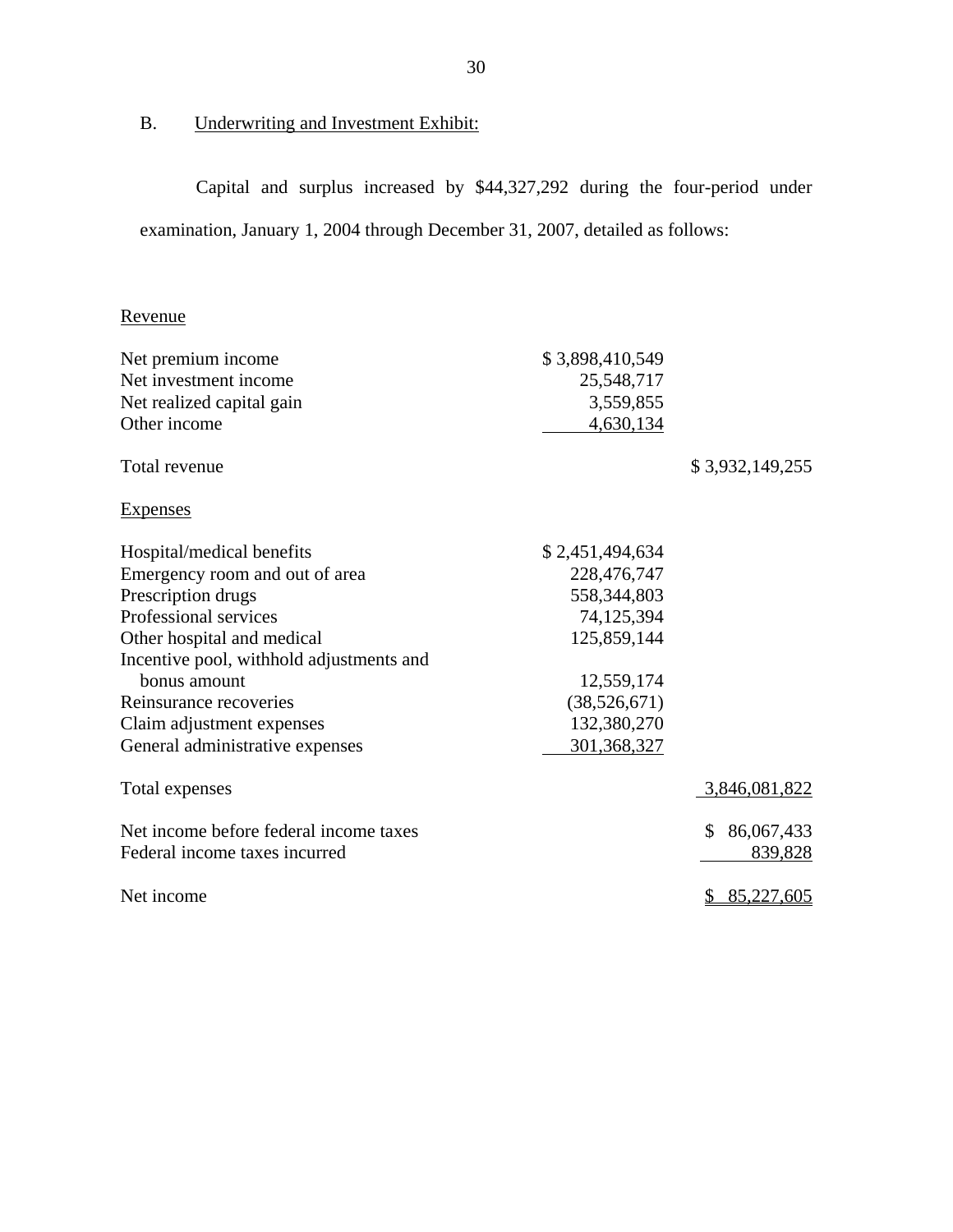## B. Underwriting and Investment Exhibit:

Capital and surplus increased by $44,327,292 during the four-period under examination, January 1, 2004 through December 31, 2007, detailed as follows:

| | | |
|---|---|---|
| Revenue | | |
| Net premium income | $ 3,898,410,549 | |
| Net investment income | 25,548,717 | |
| Net realized capital gain | 3,559,855 | |
| Other income | 4,630,134 | |
| Total revenue | | $ 3,932,149,255 |
| Expenses | | |
| Hospital/medical benefits | $ 2,451,494,634 | |
| Emergency room and out of area | 228,476,747 | |
| Prescription drugs | 558,344,803 | |
| Professional services | 74,125,394 | |
| Other hospital and medical | 125,859,144 | |
| Incentive pool, withhold adjustments and bonus amount | 12,559,174 | |
| Reinsurance recoveries | (38,526,671) | |
| Claim adjustment expenses | 132,380,270 | |
| General administrative expenses | 301,368,327 | |
| Total expenses | | 3,846,081,822 |
| Net income before federal income taxes | | $ 86,067,433 |
| Federal income taxes incurred | | 839,828 |
| Net income | | $ 85,227,605 |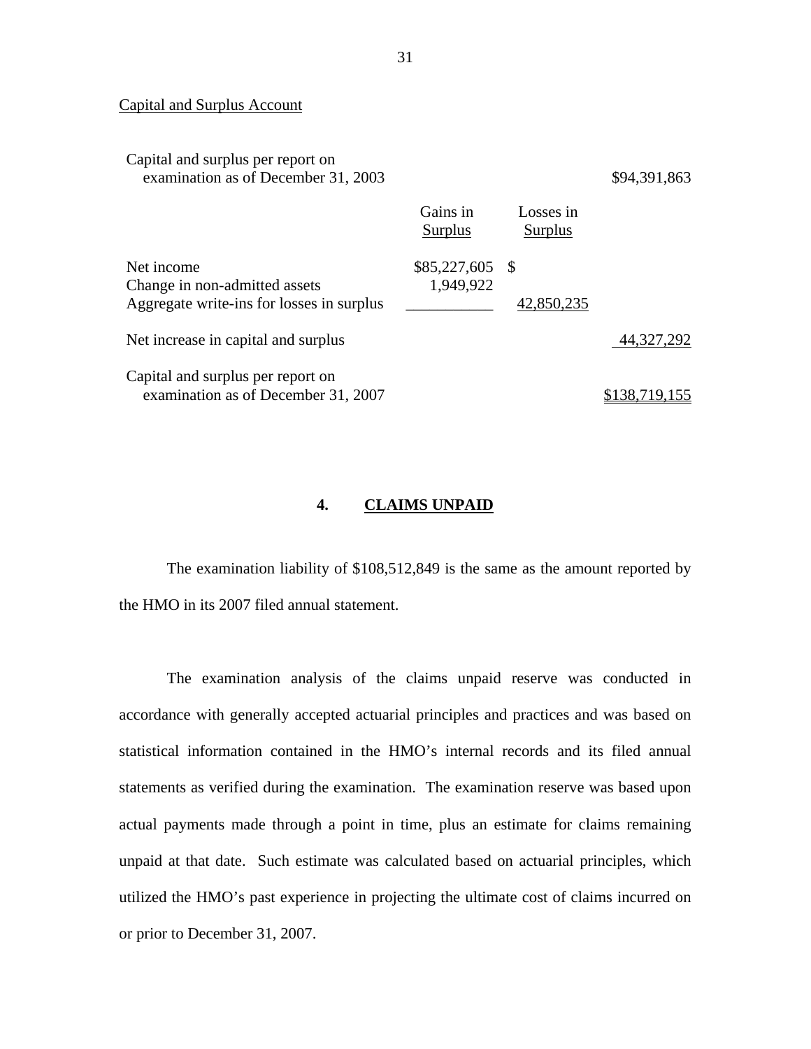Capital and Surplus Account

| | Gains in Surplus | Losses in Surplus | |
|---|---|---|---|
| Capital and surplus per report on examination as of December 31, 2003 | | | $94,391,863 |
| Net income | $85,227,605 | $ | |
| Change in non-admitted assets | 1,949,922 | | |
| Aggregate write-ins for losses in surplus | | 42,850,235 | |
| Net increase in capital and surplus | | | 44,327,292 |
| Capital and surplus per report on examination as of December 31, 2007 | | | $138,719,155 |

## 4. CLAIMS UNPAID

The examination liability of $108,512,849 is the same as the amount reported by the HMO in its 2007 filed annual statement.

The examination analysis of the claims unpaid reserve was conducted in accordance with generally accepted actuarial principles and practices and was based on statistical information contained in the HMO's internal records and its filed annual statements as verified during the examination. The examination reserve was based upon actual payments made through a point in time, plus an estimate for claims remaining unpaid at that date. Such estimate was calculated based on actuarial principles, which utilized the HMO's past experience in projecting the ultimate cost of claims incurred on or prior to December 31, 2007.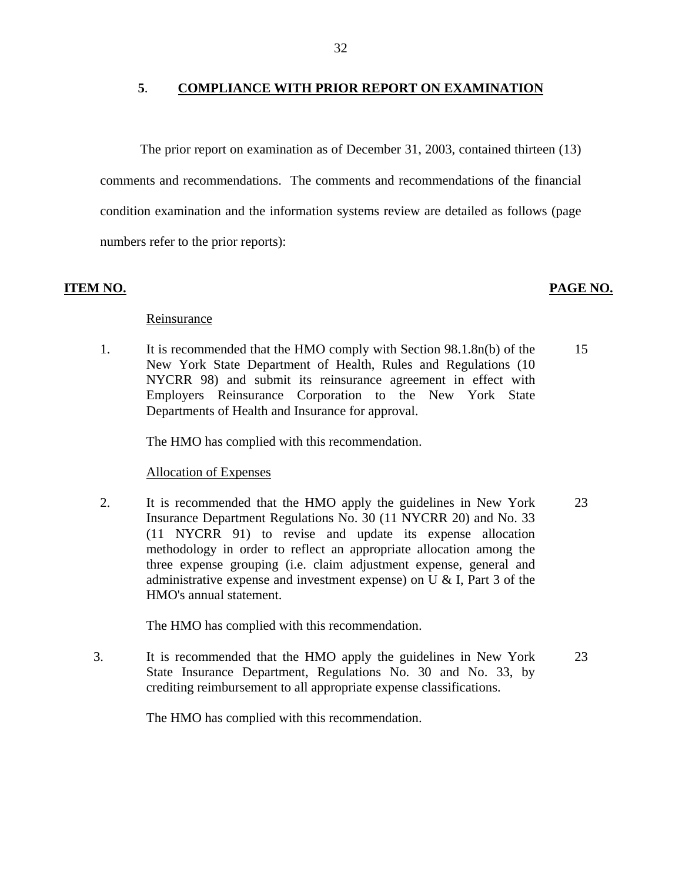## 5. COMPLIANCE WITH PRIOR REPORT ON EXAMINATION

The prior report on examination as of December 31, 2003, contained thirteen (13) comments and recommendations. The comments and recommendations of the financial condition examination and the information systems review are detailed as follows (page numbers refer to the prior reports):

| ITEM NO. | | PAGE NO. |
|---|---|---|
| | Reinsurance | |
| 1. | It is recommended that the HMO comply with Section 98.1.8n(b) of the New York State Department of Health, Rules and Regulations (10 NYCRR 98) and submit its reinsurance agreement in effect with Employers Reinsurance Corporation to the New York State Departments of Health and Insurance for approval. | 15 |
| | The HMO has complied with this recommendation. | |
| | Allocation of Expenses | |
| 2. | It is recommended that the HMO apply the guidelines in New York Insurance Department Regulations No. 30 (11 NYCRR 20) and No. 33 (11 NYCRR 91) to revise and update its expense allocation methodology in order to reflect an appropriate allocation among the three expense grouping (i.e. claim adjustment expense, general and administrative expense and investment expense) on U & I, Part 3 of the HMO's annual statement. | 23 |
| | The HMO has complied with this recommendation. | |
| 3. | It is recommended that the HMO apply the guidelines in New York State Insurance Department, Regulations No. 30 and No. 33, by crediting reimbursement to all appropriate expense classifications. | 23 |
| | The HMO has complied with this recommendation. | |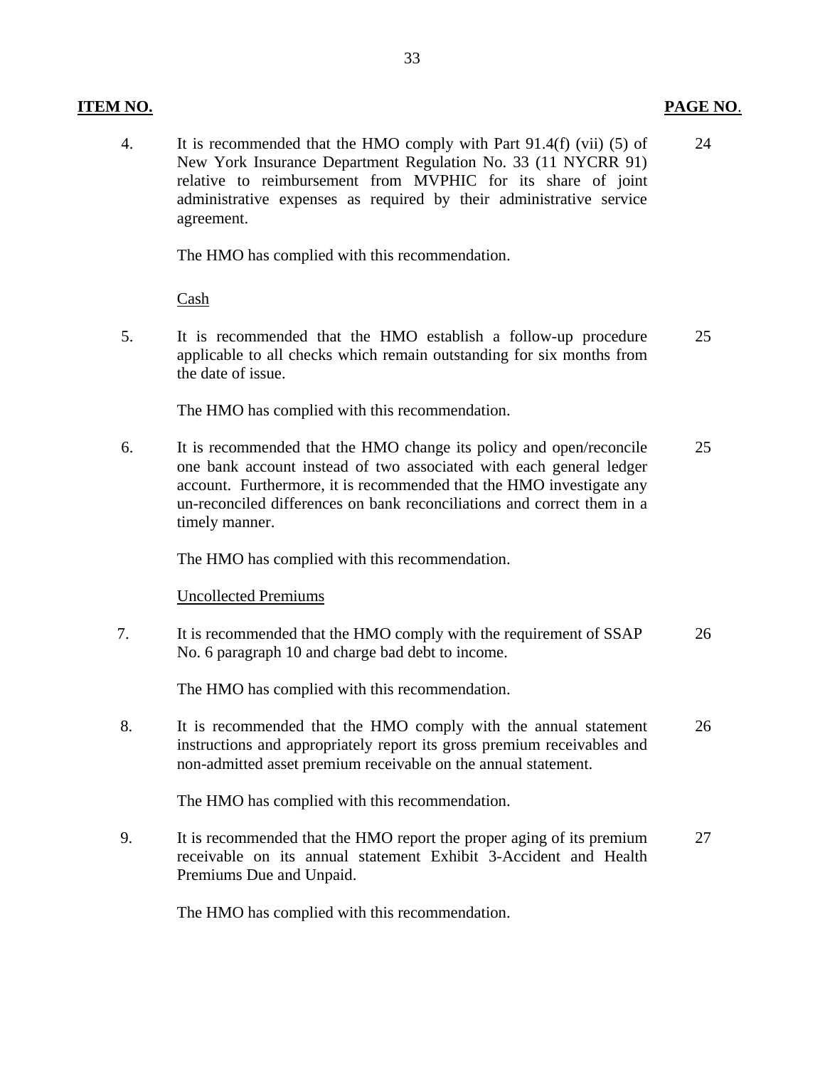| ITEM NO. | | PAGE NO. |
|---|---|---|
| 4. | It is recommended that the HMO comply with Part 91.4(f) (vii) (5) of New York Insurance Department Regulation No. 33 (11 NYCRR 91) relative to reimbursement from MVPHIC for its share of joint administrative expenses as required by their administrative service agreement. | 24 |
| | The HMO has complied with this recommendation. | |
| | Cash | |
| 5. | It is recommended that the HMO establish a follow-up procedure applicable to all checks which remain outstanding for six months from the date of issue. | 25 |
| | The HMO has complied with this recommendation. | |
| 6. | It is recommended that the HMO change its policy and open/reconcile one bank account instead of two associated with each general ledger account. Furthermore, it is recommended that the HMO investigate any un-reconciled differences on bank reconciliations and correct them in a timely manner. | 25 |
| | The HMO has complied with this recommendation. | |
| | Uncollected Premiums | |
| 7. | It is recommended that the HMO comply with the requirement of SSAP No. 6 paragraph 10 and charge bad debt to income. | 26 |
| | The HMO has complied with this recommendation. | |
| 8. | It is recommended that the HMO comply with the annual statement instructions and appropriately report its gross premium receivables and non-admitted asset premium receivable on the annual statement. | 26 |
| | The HMO has complied with this recommendation. | |
| 9. | It is recommended that the HMO report the proper aging of its premium receivable on its annual statement Exhibit 3-Accident and Health Premiums Due and Unpaid. | 27 |
| | The HMO has complied with this recommendation. | |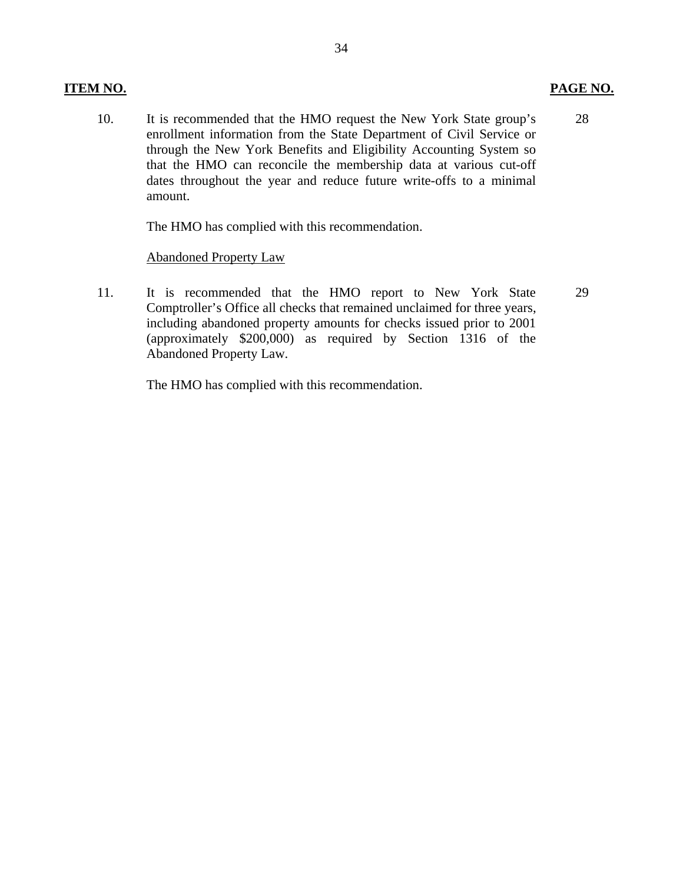| ITEM NO. | | PAGE NO. |
|---|---|---|
| 10. | It is recommended that the HMO request the New York State group's enrollment information from the State Department of Civil Service or through the New York Benefits and Eligibility Accounting System so that the HMO can reconcile the membership data at various cut-off dates throughout the year and reduce future write-offs to a minimal amount.<br><br>The HMO has complied with this recommendation. | 28 |
| | <u>Abandoned Property Law</u> | |
| 11. | It is recommended that the HMO report to New York State Comptroller's Office all checks that remained unclaimed for three years, including abandoned property amounts for checks issued prior to 2001 (approximately \$200,000) as required by Section 1316 of the Abandoned Property Law.<br><br>The HMO has complied with this recommendation. | 29 |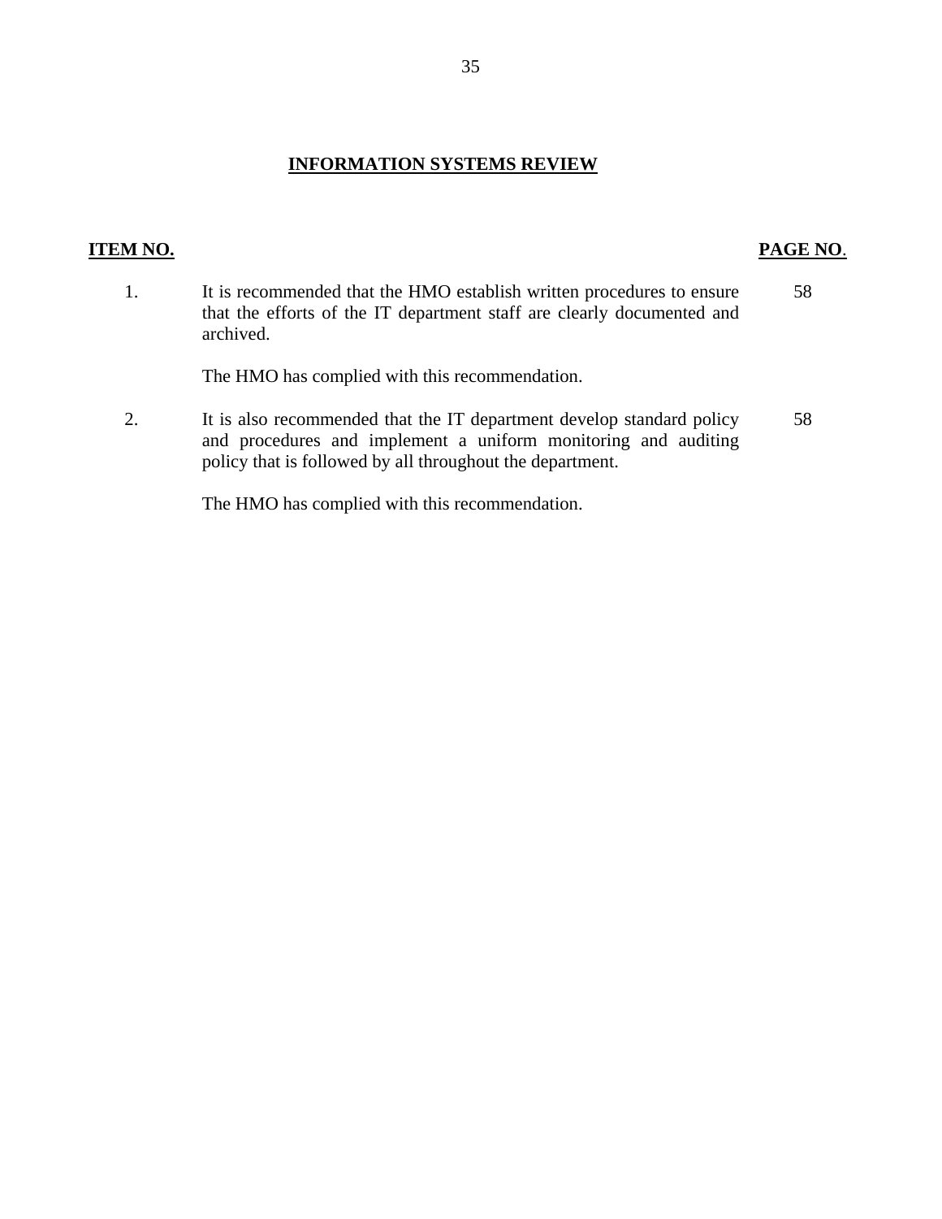## INFORMATION SYSTEMS REVIEW

| ITEM NO. | | PAGE NO. |
|---|---|---|
| 1. | It is recommended that the HMO establish written procedures to ensure that the efforts of the IT department staff are clearly documented and archived.<br><br>The HMO has complied with this recommendation. | 58 |
| 2. | It is also recommended that the IT department develop standard policy and procedures and implement a uniform monitoring and auditing policy that is followed by all throughout the department.<br><br>The HMO has complied with this recommendation. | 58 |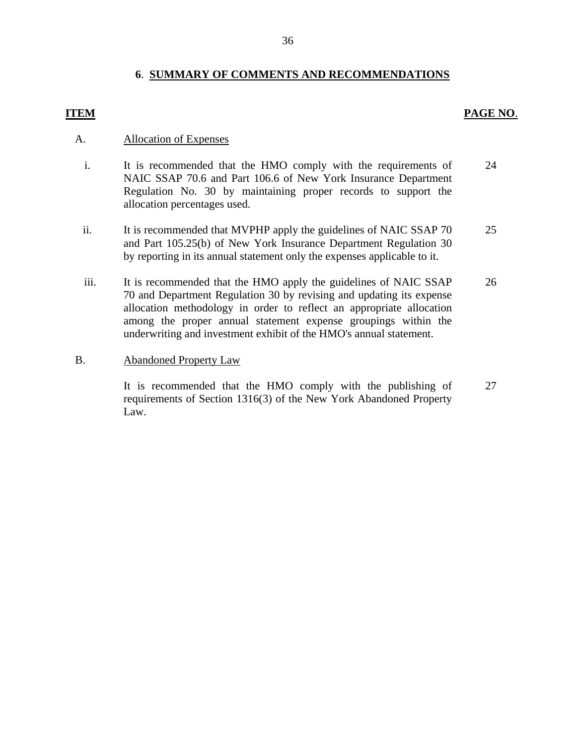## 6. SUMMARY OF COMMENTS AND RECOMMENDATIONS

| ITEM | | PAGE NO. |
|---|---|---|
| A. | Allocation of Expenses | |
| i. | It is recommended that the HMO comply with the requirements of NAIC SSAP 70.6 and Part 106.6 of New York Insurance Department Regulation No. 30 by maintaining proper records to support the allocation percentages used. | 24 |
| ii. | It is recommended that MVPHP apply the guidelines of NAIC SSAP 70 and Part 105.25(b) of New York Insurance Department Regulation 30 by reporting in its annual statement only the expenses applicable to it. | 25 |
| iii. | It is recommended that the HMO apply the guidelines of NAIC SSAP 70 and Department Regulation 30 by revising and updating its expense allocation methodology in order to reflect an appropriate allocation among the proper annual statement expense groupings within the underwriting and investment exhibit of the HMO's annual statement. | 26 |
| B. | Abandoned Property Law | |
| | It is recommended that the HMO comply with the publishing of requirements of Section 1316(3) of the New York Abandoned Property Law. | 27 |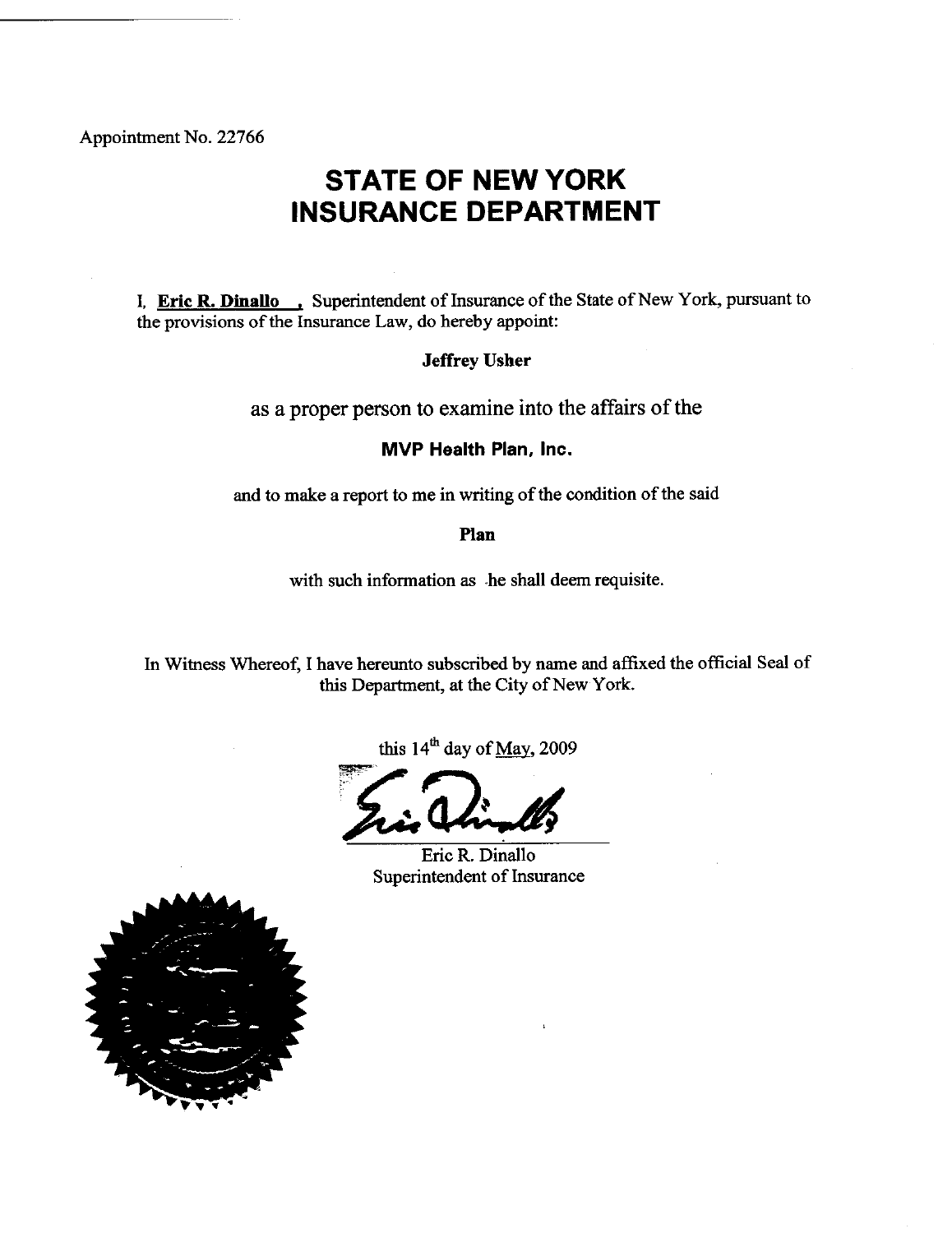Appointment No. 22766

# STATE OF NEW YORK
# INSURANCE DEPARTMENT

I, **Eric R. Dinallo**, Superintendent of Insurance of the State of New York, pursuant to the provisions of the Insurance Law, do hereby appoint:

**Jeffrey Usher**

as a proper person to examine into the affairs of the

**MVP Health Plan, Inc.**

and to make a report to me in writing of the condition of the said

**Plan**

with such information as he shall deem requisite.

In Witness Whereof, I have hereunto subscribed by name and affixed the official Seal of this Department, at the City of New York.

this 14th day of May, 2009

Eric R. Dinallo
Superintendent of Insurance